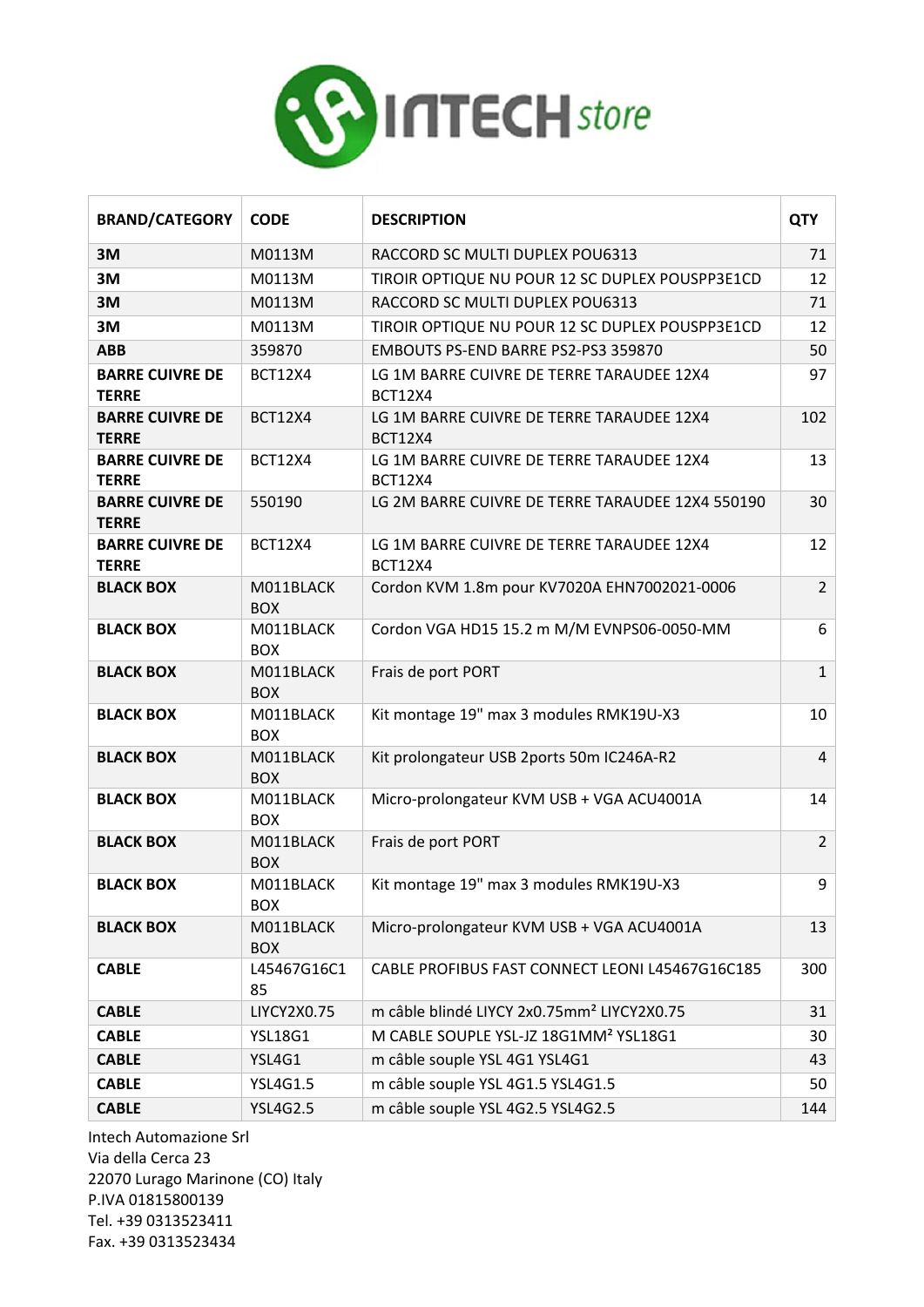| BRAND/CATEGORY | CODE | DESCRIPTION | QTY |
|---|---|---|---|
| **3M** | M0113M | RACCORD SC MULTI DUPLEX POU6313 | 71 |
| **3M** | M0113M | TIROIR OPTIQUE NU POUR 12 SC DUPLEX POUSPP3E1CD | 12 |
| **3M** | M0113M | RACCORD SC MULTI DUPLEX POU6313 | 71 |
| **3M** | M0113M | TIROIR OPTIQUE NU POUR 12 SC DUPLEX POUSPP3E1CD | 12 |
| **ABB** | 359870 | EMBOUTS PS-END BARRE PS2-PS3 359870 | 50 |
| **BARRE CUIVRE DE TERRE** | BCT12X4 | LG 1M BARRE CUIVRE DE TERRE TARAUDEE 12X4 BCT12X4 | 97 |
| **BARRE CUIVRE DE TERRE** | BCT12X4 | LG 1M BARRE CUIVRE DE TERRE TARAUDEE 12X4 BCT12X4 | 102 |
| **BARRE CUIVRE DE TERRE** | BCT12X4 | LG 1M BARRE CUIVRE DE TERRE TARAUDEE 12X4 BCT12X4 | 13 |
| **BARRE CUIVRE DE TERRE** | 550190 | LG 2M BARRE CUIVRE DE TERRE TARAUDEE 12X4 550190 | 30 |
| **BARRE CUIVRE DE TERRE** | BCT12X4 | LG 1M BARRE CUIVRE DE TERRE TARAUDEE 12X4 BCT12X4 | 12 |
| **BLACK BOX** | M011BLACK BOX | Cordon KVM 1.8m pour KV7020A EHN7002021-0006 | 2 |
| **BLACK BOX** | M011BLACK BOX | Cordon VGA HD15 15.2 m M/M EVNPS06-0050-MM | 6 |
| **BLACK BOX** | M011BLACK BOX | Frais de port PORT | 1 |
| **BLACK BOX** | M011BLACK BOX | Kit montage 19" max 3 modules RMK19U-X3 | 10 |
| **BLACK BOX** | M011BLACK BOX | Kit prolongateur USB 2ports 50m IC246A-R2 | 4 |
| **BLACK BOX** | M011BLACK BOX | Micro-prolongateur KVM USB + VGA ACU4001A | 14 |
| **BLACK BOX** | M011BLACK BOX | Frais de port PORT | 2 |
| **BLACK BOX** | M011BLACK BOX | Kit montage 19" max 3 modules RMK19U-X3 | 9 |
| **BLACK BOX** | M011BLACK BOX | Micro-prolongateur KVM USB + VGA ACU4001A | 13 |
| **CABLE** | L45467G16C185 | CABLE PROFIBUS FAST CONNECT LEONI L45467G16C185 | 300 |
| **CABLE** | LIYCY2X0.75 | m câble blindé LIYCY 2x0.75mm² LIYCY2X0.75 | 31 |
| **CABLE** | YSL18G1 | M CABLE SOUPLE YSL-JZ 18G1MM² YSL18G1 | 30 |
| **CABLE** | YSL4G1 | m câble souple YSL 4G1 YSL4G1 | 43 |
| **CABLE** | YSL4G1.5 | m câble souple YSL 4G1.5 YSL4G1.5 | 50 |
| **CABLE** | YSL4G2.5 | m câble souple YSL 4G2.5 YSL4G2.5 | 144 |

Intech Automazione Srl
Via della Cerca 23
22070 Lurago Marinone (CO) Italy
P.IVA 01815800139
Tel. +39 0313523411
Fax. +39 0313523434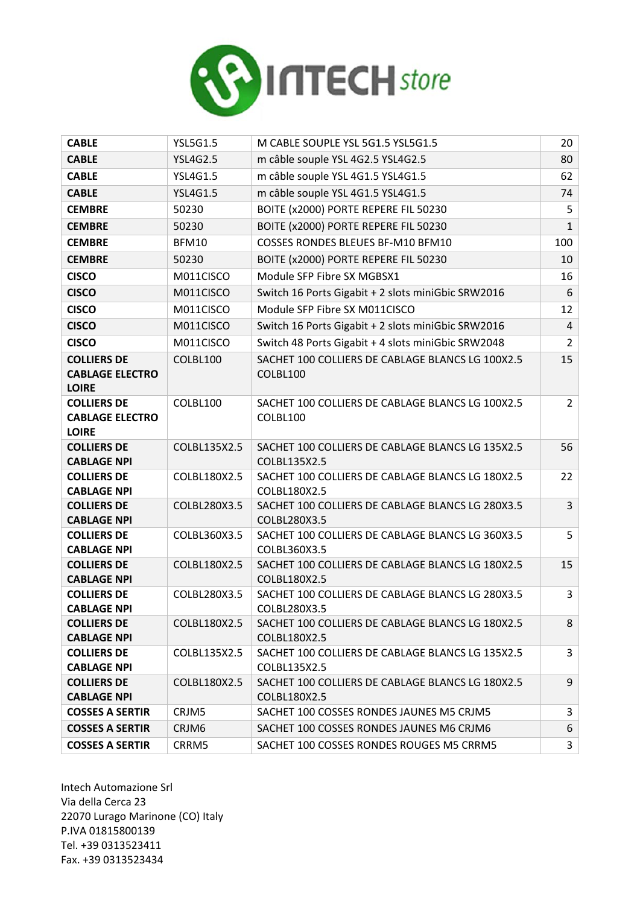| **CABLE** | YSL5G1.5 | M CABLE SOUPLE YSL 5G1.5 YSL5G1.5 | 20 |
|---|---|---|---|
| **CABLE** | YSL4G2.5 | m câble souple YSL 4G2.5 YSL4G2.5 | 80 |
| **CABLE** | YSL4G1.5 | m câble souple YSL 4G1.5 YSL4G1.5 | 62 |
| **CABLE** | YSL4G1.5 | m câble souple YSL 4G1.5 YSL4G1.5 | 74 |
| **CEMBRE** | 50230 | BOITE (x2000) PORTE REPERE FIL 50230 | 5 |
| **CEMBRE** | 50230 | BOITE (x2000) PORTE REPERE FIL 50230 | 1 |
| **CEMBRE** | BFM10 | COSSES RONDES BLEUES BF-M10 BFM10 | 100 |
| **CEMBRE** | 50230 | BOITE (x2000) PORTE REPERE FIL 50230 | 10 |
| **CISCO** | M011CISCO | Module SFP Fibre SX MGBSX1 | 16 |
| **CISCO** | M011CISCO | Switch 16 Ports Gigabit + 2 slots miniGbic SRW2016 | 6 |
| **CISCO** | M011CISCO | Module SFP Fibre SX M011CISCO | 12 |
| **CISCO** | M011CISCO | Switch 16 Ports Gigabit + 2 slots miniGbic SRW2016 | 4 |
| **CISCO** | M011CISCO | Switch 48 Ports Gigabit + 4 slots miniGbic SRW2048 | 2 |
| **COLLIERS DE CABLAGE ELECTRO LOIRE** | COLBL100 | SACHET 100 COLLIERS DE CABLAGE BLANCS LG 100X2.5 COLBL100 | 15 |
| **COLLIERS DE CABLAGE ELECTRO LOIRE** | COLBL100 | SACHET 100 COLLIERS DE CABLAGE BLANCS LG 100X2.5 COLBL100 | 2 |
| **COLLIERS DE CABLAGE NPI** | COLBL135X2.5 | SACHET 100 COLLIERS DE CABLAGE BLANCS LG 135X2.5 COLBL135X2.5 | 56 |
| **COLLIERS DE CABLAGE NPI** | COLBL180X2.5 | SACHET 100 COLLIERS DE CABLAGE BLANCS LG 180X2.5 COLBL180X2.5 | 22 |
| **COLLIERS DE CABLAGE NPI** | COLBL280X3.5 | SACHET 100 COLLIERS DE CABLAGE BLANCS LG 280X3.5 COLBL280X3.5 | 3 |
| **COLLIERS DE CABLAGE NPI** | COLBL360X3.5 | SACHET 100 COLLIERS DE CABLAGE BLANCS LG 360X3.5 COLBL360X3.5 | 5 |
| **COLLIERS DE CABLAGE NPI** | COLBL180X2.5 | SACHET 100 COLLIERS DE CABLAGE BLANCS LG 180X2.5 COLBL180X2.5 | 15 |
| **COLLIERS DE CABLAGE NPI** | COLBL280X3.5 | SACHET 100 COLLIERS DE CABLAGE BLANCS LG 280X3.5 COLBL280X3.5 | 3 |
| **COLLIERS DE CABLAGE NPI** | COLBL180X2.5 | SACHET 100 COLLIERS DE CABLAGE BLANCS LG 180X2.5 COLBL180X2.5 | 8 |
| **COLLIERS DE CABLAGE NPI** | COLBL135X2.5 | SACHET 100 COLLIERS DE CABLAGE BLANCS LG 135X2.5 COLBL135X2.5 | 3 |
| **COLLIERS DE CABLAGE NPI** | COLBL180X2.5 | SACHET 100 COLLIERS DE CABLAGE BLANCS LG 180X2.5 COLBL180X2.5 | 9 |
| **COSSES A SERTIR** | CRJM5 | SACHET 100 COSSES RONDES JAUNES M5 CRJM5 | 3 |
| **COSSES A SERTIR** | CRJM6 | SACHET 100 COSSES RONDES JAUNES M6 CRJM6 | 6 |
| **COSSES A SERTIR** | CRRM5 | SACHET 100 COSSES RONDES ROUGES M5 CRRM5 | 3 |

Intech Automazione Srl
Via della Cerca 23
22070 Lurago Marinone (CO) Italy
P.IVA 01815800139
Tel. +39 0313523411
Fax. +39 0313523434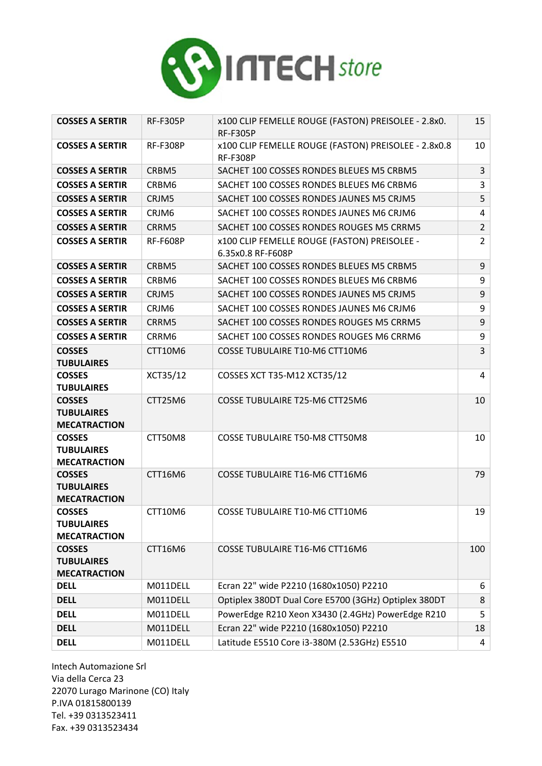| **COSSES A SERTIR** | RF-F305P | x100 CLIP FEMELLE ROUGE (FASTON) PREISOLEE - 2.8x0. RF-F305P | 15 |
|---|---|---|---|
| **COSSES A SERTIR** | RF-F308P | x100 CLIP FEMELLE ROUGE (FASTON) PREISOLEE - 2.8x0.8 RF-F308P | 10 |
| **COSSES A SERTIR** | CRBM5 | SACHET 100 COSSES RONDES BLEUES M5 CRBM5 | 3 |
| **COSSES A SERTIR** | CRBM6 | SACHET 100 COSSES RONDES BLEUES M6 CRBM6 | 3 |
| **COSSES A SERTIR** | CRJM5 | SACHET 100 COSSES RONDES JAUNES M5 CRJM5 | 5 |
| **COSSES A SERTIR** | CRJM6 | SACHET 100 COSSES RONDES JAUNES M6 CRJM6 | 4 |
| **COSSES A SERTIR** | CRRM5 | SACHET 100 COSSES RONDES ROUGES M5 CRRM5 | 2 |
| **COSSES A SERTIR** | RF-F608P | x100 CLIP FEMELLE ROUGE (FASTON) PREISOLEE - 6.35x0.8 RF-F608P | 2 |
| **COSSES A SERTIR** | CRBM5 | SACHET 100 COSSES RONDES BLEUES M5 CRBM5 | 9 |
| **COSSES A SERTIR** | CRBM6 | SACHET 100 COSSES RONDES BLEUES M6 CRBM6 | 9 |
| **COSSES A SERTIR** | CRJM5 | SACHET 100 COSSES RONDES JAUNES M5 CRJM5 | 9 |
| **COSSES A SERTIR** | CRJM6 | SACHET 100 COSSES RONDES JAUNES M6 CRJM6 | 9 |
| **COSSES A SERTIR** | CRRM5 | SACHET 100 COSSES RONDES ROUGES M5 CRRM5 | 9 |
| **COSSES A SERTIR** | CRRM6 | SACHET 100 COSSES RONDES ROUGES M6 CRRM6 | 9 |
| **COSSES TUBULAIRES** | CTT10M6 | COSSE TUBULAIRE T10-M6 CTT10M6 | 3 |
| **COSSES TUBULAIRES** | XCT35/12 | COSSES XCT T35-M12 XCT35/12 | 4 |
| **COSSES TUBULAIRES MECATRACTION** | CTT25M6 | COSSE TUBULAIRE T25-M6 CTT25M6 | 10 |
| **COSSES TUBULAIRES MECATRACTION** | CTT50M8 | COSSE TUBULAIRE T50-M8 CTT50M8 | 10 |
| **COSSES TUBULAIRES MECATRACTION** | CTT16M6 | COSSE TUBULAIRE T16-M6 CTT16M6 | 79 |
| **COSSES TUBULAIRES MECATRACTION** | CTT10M6 | COSSE TUBULAIRE T10-M6 CTT10M6 | 19 |
| **COSSES TUBULAIRES MECATRACTION** | CTT16M6 | COSSE TUBULAIRE T16-M6 CTT16M6 | 100 |
| **DELL** | M011DELL | Ecran 22" wide P2210 (1680x1050) P2210 | 6 |
| **DELL** | M011DELL | Optiplex 380DT Dual Core E5700 (3GHz) Optiplex 380DT | 8 |
| **DELL** | M011DELL | PowerEdge R210 Xeon X3430 (2.4GHz) PowerEdge R210 | 5 |
| **DELL** | M011DELL | Ecran 22" wide P2210 (1680x1050) P2210 | 18 |
| **DELL** | M011DELL | Latitude E5510 Core i3-380M (2.53GHz) E5510 | 4 |

Intech Automazione Srl
Via della Cerca 23
22070 Lurago Marinone (CO) Italy
P.IVA 01815800139
Tel. +39 0313523411
Fax. +39 0313523434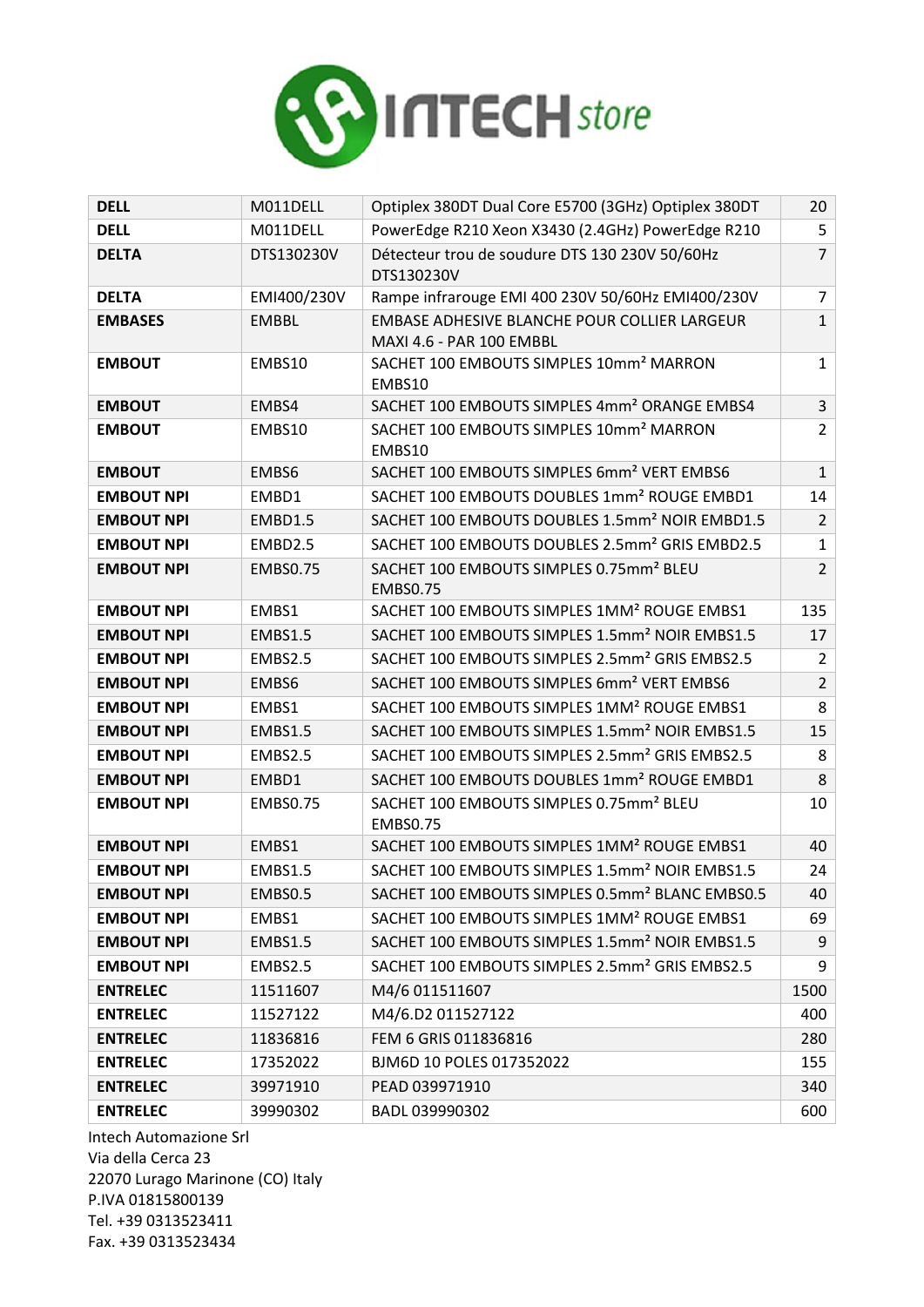| | | | |
|---|---|---|---|
| **DELL** | M011DELL | Optiplex 380DT Dual Core E5700 (3GHz) Optiplex 380DT | 20 |
| **DELL** | M011DELL | PowerEdge R210 Xeon X3430 (2.4GHz) PowerEdge R210 | 5 |
| **DELTA** | DTS130230V | Détecteur trou de soudure DTS 130 230V 50/60Hz DTS130230V | 7 |
| **DELTA** | EMI400/230V | Rampe infrarouge EMI 400 230V 50/60Hz EMI400/230V | 7 |
| **EMBASES** | EMBBL | EMBASE ADHESIVE BLANCHE POUR COLLIER LARGEUR MAXI 4.6 - PAR 100 EMBBL | 1 |
| **EMBOUT** | EMBS10 | SACHET 100 EMBOUTS SIMPLES 10mm² MARRON EMBS10 | 1 |
| **EMBOUT** | EMBS4 | SACHET 100 EMBOUTS SIMPLES 4mm² ORANGE EMBS4 | 3 |
| **EMBOUT** | EMBS10 | SACHET 100 EMBOUTS SIMPLES 10mm² MARRON EMBS10 | 2 |
| **EMBOUT** | EMBS6 | SACHET 100 EMBOUTS SIMPLES 6mm² VERT EMBS6 | 1 |
| **EMBOUT NPI** | EMBD1 | SACHET 100 EMBOUTS DOUBLES 1mm² ROUGE EMBD1 | 14 |
| **EMBOUT NPI** | EMBD1.5 | SACHET 100 EMBOUTS DOUBLES 1.5mm² NOIR EMBD1.5 | 2 |
| **EMBOUT NPI** | EMBD2.5 | SACHET 100 EMBOUTS DOUBLES 2.5mm² GRIS EMBD2.5 | 1 |
| **EMBOUT NPI** | EMBS0.75 | SACHET 100 EMBOUTS SIMPLES 0.75mm² BLEU EMBS0.75 | 2 |
| **EMBOUT NPI** | EMBS1 | SACHET 100 EMBOUTS SIMPLES 1MM² ROUGE EMBS1 | 135 |
| **EMBOUT NPI** | EMBS1.5 | SACHET 100 EMBOUTS SIMPLES 1.5mm² NOIR EMBS1.5 | 17 |
| **EMBOUT NPI** | EMBS2.5 | SACHET 100 EMBOUTS SIMPLES 2.5mm² GRIS EMBS2.5 | 2 |
| **EMBOUT NPI** | EMBS6 | SACHET 100 EMBOUTS SIMPLES 6mm² VERT EMBS6 | 2 |
| **EMBOUT NPI** | EMBS1 | SACHET 100 EMBOUTS SIMPLES 1MM² ROUGE EMBS1 | 8 |
| **EMBOUT NPI** | EMBS1.5 | SACHET 100 EMBOUTS SIMPLES 1.5mm² NOIR EMBS1.5 | 15 |
| **EMBOUT NPI** | EMBS2.5 | SACHET 100 EMBOUTS SIMPLES 2.5mm² GRIS EMBS2.5 | 8 |
| **EMBOUT NPI** | EMBD1 | SACHET 100 EMBOUTS DOUBLES 1mm² ROUGE EMBD1 | 8 |
| **EMBOUT NPI** | EMBS0.75 | SACHET 100 EMBOUTS SIMPLES 0.75mm² BLEU EMBS0.75 | 10 |
| **EMBOUT NPI** | EMBS1 | SACHET 100 EMBOUTS SIMPLES 1MM² ROUGE EMBS1 | 40 |
| **EMBOUT NPI** | EMBS1.5 | SACHET 100 EMBOUTS SIMPLES 1.5mm² NOIR EMBS1.5 | 24 |
| **EMBOUT NPI** | EMBS0.5 | SACHET 100 EMBOUTS SIMPLES 0.5mm² BLANC EMBS0.5 | 40 |
| **EMBOUT NPI** | EMBS1 | SACHET 100 EMBOUTS SIMPLES 1MM² ROUGE EMBS1 | 69 |
| **EMBOUT NPI** | EMBS1.5 | SACHET 100 EMBOUTS SIMPLES 1.5mm² NOIR EMBS1.5 | 9 |
| **EMBOUT NPI** | EMBS2.5 | SACHET 100 EMBOUTS SIMPLES 2.5mm² GRIS EMBS2.5 | 9 |
| **ENTRELEC** | 11511607 | M4/6 011511607 | 1500 |
| **ENTRELEC** | 11527122 | M4/6.D2 011527122 | 400 |
| **ENTRELEC** | 11836816 | FEM 6 GRIS 011836816 | 280 |
| **ENTRELEC** | 17352022 | BJM6D 10 POLES 017352022 | 155 |
| **ENTRELEC** | 39971910 | PEAD 039971910 | 340 |
| **ENTRELEC** | 39990302 | BADL 039990302 | 600 |

Intech Automazione Srl
Via della Cerca 23
22070 Lurago Marinone (CO) Italy
P.IVA 01815800139
Tel. +39 0313523411
Fax. +39 0313523434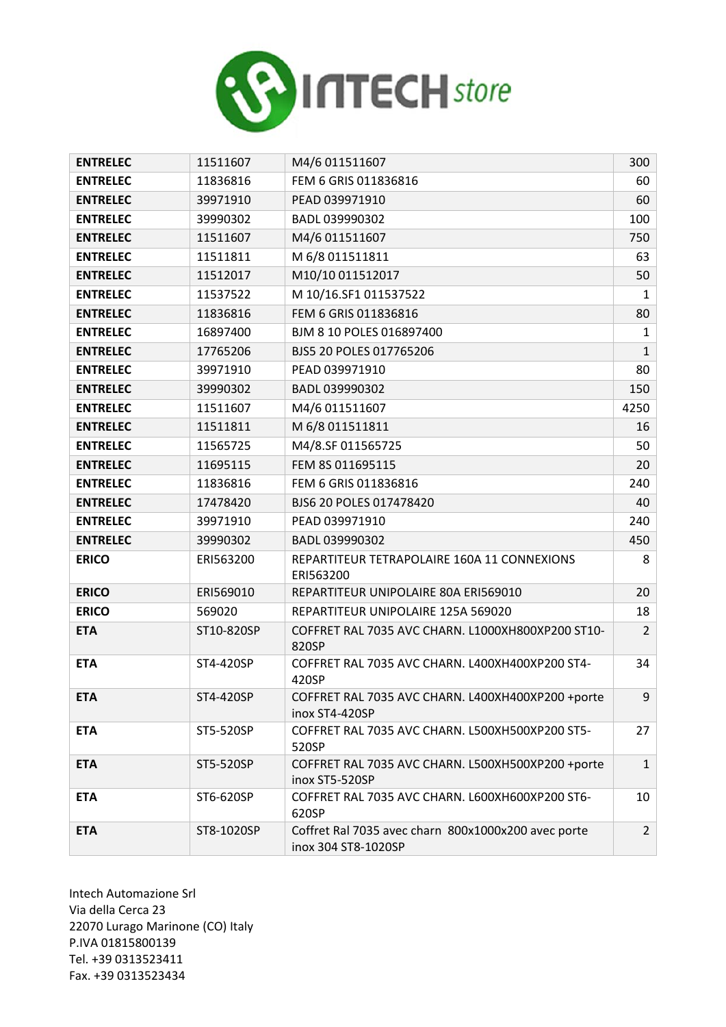| | | | |
|---|---|---|---|
| **ENTRELEC** | 11511607 | M4/6 011511607 | 300 |
| **ENTRELEC** | 11836816 | FEM 6 GRIS 011836816 | 60 |
| **ENTRELEC** | 39971910 | PEAD 039971910 | 60 |
| **ENTRELEC** | 39990302 | BADL 039990302 | 100 |
| **ENTRELEC** | 11511607 | M4/6 011511607 | 750 |
| **ENTRELEC** | 11511811 | M 6/8 011511811 | 63 |
| **ENTRELEC** | 11512017 | M10/10 011512017 | 50 |
| **ENTRELEC** | 11537522 | M 10/16.SF1 011537522 | 1 |
| **ENTRELEC** | 11836816 | FEM 6 GRIS 011836816 | 80 |
| **ENTRELEC** | 16897400 | BJM 8 10 POLES 016897400 | 1 |
| **ENTRELEC** | 17765206 | BJS5 20 POLES 017765206 | 1 |
| **ENTRELEC** | 39971910 | PEAD 039971910 | 80 |
| **ENTRELEC** | 39990302 | BADL 039990302 | 150 |
| **ENTRELEC** | 11511607 | M4/6 011511607 | 4250 |
| **ENTRELEC** | 11511811 | M 6/8 011511811 | 16 |
| **ENTRELEC** | 11565725 | M4/8.SF 011565725 | 50 |
| **ENTRELEC** | 11695115 | FEM 8S 011695115 | 20 |
| **ENTRELEC** | 11836816 | FEM 6 GRIS 011836816 | 240 |
| **ENTRELEC** | 17478420 | BJS6 20 POLES 017478420 | 40 |
| **ENTRELEC** | 39971910 | PEAD 039971910 | 240 |
| **ENTRELEC** | 39990302 | BADL 039990302 | 450 |
| **ERICO** | ERI563200 | REPARTITEUR TETRAPOLAIRE 160A 11 CONNEXIONS ERI563200 | 8 |
| **ERICO** | ERI569010 | REPARTITEUR UNIPOLAIRE 80A ERI569010 | 20 |
| **ERICO** | 569020 | REPARTITEUR UNIPOLAIRE 125A 569020 | 18 |
| **ETA** | ST10-820SP | COFFRET RAL 7035 AVC CHARN. L1000XH800XP200 ST10-820SP | 2 |
| **ETA** | ST4-420SP | COFFRET RAL 7035 AVC CHARN. L400XH400XP200 ST4-420SP | 34 |
| **ETA** | ST4-420SP | COFFRET RAL 7035 AVC CHARN. L400XH400XP200 +porte inox ST4-420SP | 9 |
| **ETA** | ST5-520SP | COFFRET RAL 7035 AVC CHARN. L500XH500XP200 ST5-520SP | 27 |
| **ETA** | ST5-520SP | COFFRET RAL 7035 AVC CHARN. L500XH500XP200 +porte inox ST5-520SP | 1 |
| **ETA** | ST6-620SP | COFFRET RAL 7035 AVC CHARN. L600XH600XP200 ST6-620SP | 10 |
| **ETA** | ST8-1020SP | Coffret Ral 7035 avec charn 800x1000x200 avec porte inox 304 ST8-1020SP | 2 |

Intech Automazione Srl
Via della Cerca 23
22070 Lurago Marinone (CO) Italy
P.IVA 01815800139
Tel. +39 0313523411
Fax. +39 0313523434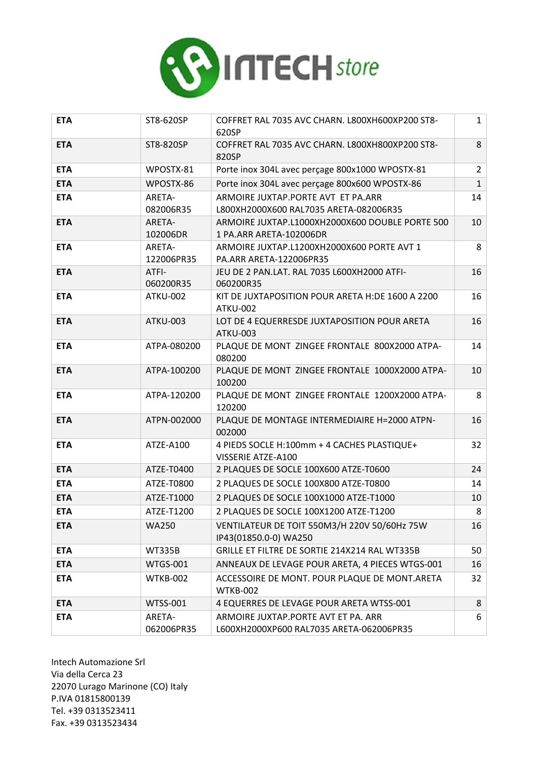| **ETA** | ST8-620SP | COFFRET RAL 7035 AVC CHARN. L800XH600XP200 ST8-620SP | 1 |
|---|---|---|---|
| **ETA** | ST8-820SP | COFFRET RAL 7035 AVC CHARN. L800XH800XP200 ST8-820SP | 8 |
| **ETA** | WPOSTX-81 | Porte inox 304L avec perçage 800x1000 WPOSTX-81 | 2 |
| **ETA** | WPOSTX-86 | Porte inox 304L avec perçage 800x600 WPOSTX-86 | 1 |
| **ETA** | ARETA-082006R35 | ARMOIRE JUXTAP.PORTE AVT ET PA.ARR L800XH2000X600 RAL7035 ARETA-082006R35 | 14 |
| **ETA** | ARETA-102006DR | ARMOIRE JUXTAP.L1000XH2000X600 DOUBLE PORTE 500 1 PA.ARR ARETA-102006DR | 10 |
| **ETA** | ARETA-122006PR35 | ARMOIRE JUXTAP.L1200XH2000X600 PORTE AVT 1 PA.ARR ARETA-122006PR35 | 8 |
| **ETA** | ATFI-060200R35 | JEU DE 2 PAN.LAT. RAL 7035 L600XH2000 ATFI-060200R35 | 16 |
| **ETA** | ATKU-002 | KIT DE JUXTAPOSITION POUR ARETA H:DE 1600 A 2200 ATKU-002 | 16 |
| **ETA** | ATKU-003 | LOT DE 4 EQUERRESDE JUXTAPOSITION POUR ARETA ATKU-003 | 16 |
| **ETA** | ATPA-080200 | PLAQUE DE MONT ZINGEE FRONTALE 800X2000 ATPA-080200 | 14 |
| **ETA** | ATPA-100200 | PLAQUE DE MONT ZINGEE FRONTALE 1000X2000 ATPA-100200 | 10 |
| **ETA** | ATPA-120200 | PLAQUE DE MONT ZINGEE FRONTALE 1200X2000 ATPA-120200 | 8 |
| **ETA** | ATPN-002000 | PLAQUE DE MONTAGE INTERMEDIAIRE H=2000 ATPN-002000 | 16 |
| **ETA** | ATZE-A100 | 4 PIEDS SOCLE H:100mm + 4 CACHES PLASTIQUE+ VISSERIE ATZE-A100 | 32 |
| **ETA** | ATZE-T0400 | 2 PLAQUES DE SOCLE 100X600 ATZE-T0600 | 24 |
| **ETA** | ATZE-T0800 | 2 PLAQUES DE SOCLE 100X800 ATZE-T0800 | 14 |
| **ETA** | ATZE-T1000 | 2 PLAQUES DE SOCLE 100X1000 ATZE-T1000 | 10 |
| **ETA** | ATZE-T1200 | 2 PLAQUES DE SOCLE 100X1200 ATZE-T1200 | 8 |
| **ETA** | WA250 | VENTILATEUR DE TOIT 550M3/H 220V 50/60Hz 75W IP43(01850.0-0) WA250 | 16 |
| **ETA** | WT335B | GRILLE ET FILTRE DE SORTIE 214X214 RAL WT335B | 50 |
| **ETA** | WTGS-001 | ANNEAUX DE LEVAGE POUR ARETA, 4 PIECES WTGS-001 | 16 |
| **ETA** | WTKB-002 | ACCESSOIRE DE MONT. POUR PLAQUE DE MONT.ARETA WTKB-002 | 32 |
| **ETA** | WTSS-001 | 4 EQUERRES DE LEVAGE POUR ARETA WTSS-001 | 8 |
| **ETA** | ARETA-062006PR35 | ARMOIRE JUXTAP.PORTE AVT ET PA. ARR L600XH2000XP600 RAL7035 ARETA-062006PR35 | 6 |

Intech Automazione Srl
Via della Cerca 23
22070 Lurago Marinone (CO) Italy
P.IVA 01815800139
Tel. +39 0313523411
Fax. +39 0313523434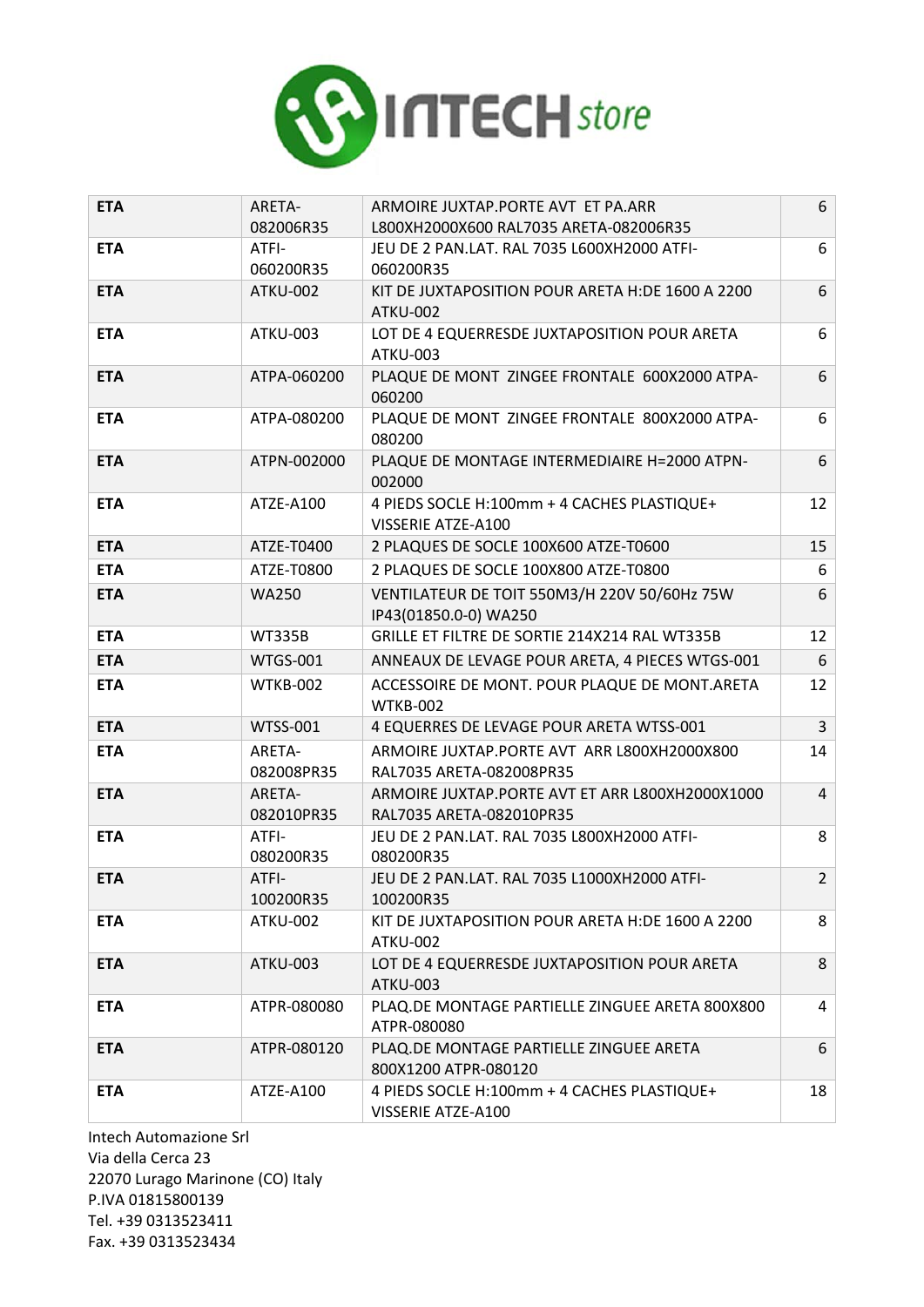# INTECH store

| **ETA** | ARETA-082006R35 | ARMOIRE JUXTAP.PORTE AVT ET PA.ARR L800XH2000X600 RAL7035 ARETA-082006R35 | 6 |
|---|---|---|---|
| **ETA** | ATFI-060200R35 | JEU DE 2 PAN.LAT. RAL 7035 L600XH2000 ATFI-060200R35 | 6 |
| **ETA** | ATKU-002 | KIT DE JUXTAPOSITION POUR ARETA H:DE 1600 A 2200 ATKU-002 | 6 |
| **ETA** | ATKU-003 | LOT DE 4 EQUERRESDE JUXTAPOSITION POUR ARETA ATKU-003 | 6 |
| **ETA** | ATPA-060200 | PLAQUE DE MONT ZINGEE FRONTALE 600X2000 ATPA-060200 | 6 |
| **ETA** | ATPA-080200 | PLAQUE DE MONT ZINGEE FRONTALE 800X2000 ATPA-080200 | 6 |
| **ETA** | ATPN-002000 | PLAQUE DE MONTAGE INTERMEDIAIRE H=2000 ATPN-002000 | 6 |
| **ETA** | ATZE-A100 | 4 PIEDS SOCLE H:100mm + 4 CACHES PLASTIQUE+ VISSERIE ATZE-A100 | 12 |
| **ETA** | ATZE-T0400 | 2 PLAQUES DE SOCLE 100X600 ATZE-T0600 | 15 |
| **ETA** | ATZE-T0800 | 2 PLAQUES DE SOCLE 100X800 ATZE-T0800 | 6 |
| **ETA** | WA250 | VENTILATEUR DE TOIT 550M3/H 220V 50/60Hz 75W IP43(01850.0-0) WA250 | 6 |
| **ETA** | WT335B | GRILLE ET FILTRE DE SORTIE 214X214 RAL WT335B | 12 |
| **ETA** | WTGS-001 | ANNEAUX DE LEVAGE POUR ARETA, 4 PIECES WTGS-001 | 6 |
| **ETA** | WTKB-002 | ACCESSOIRE DE MONT. POUR PLAQUE DE MONT.ARETA WTKB-002 | 12 |
| **ETA** | WTSS-001 | 4 EQUERRES DE LEVAGE POUR ARETA WTSS-001 | 3 |
| **ETA** | ARETA-082008PR35 | ARMOIRE JUXTAP.PORTE AVT ARR L800XH2000X800 RAL7035 ARETA-082008PR35 | 14 |
| **ETA** | ARETA-082010PR35 | ARMOIRE JUXTAP.PORTE AVT ET ARR L800XH2000X1000 RAL7035 ARETA-082010PR35 | 4 |
| **ETA** | ATFI-080200R35 | JEU DE 2 PAN.LAT. RAL 7035 L800XH2000 ATFI-080200R35 | 8 |
| **ETA** | ATFI-100200R35 | JEU DE 2 PAN.LAT. RAL 7035 L1000XH2000 ATFI-100200R35 | 2 |
| **ETA** | ATKU-002 | KIT DE JUXTAPOSITION POUR ARETA H:DE 1600 A 2200 ATKU-002 | 8 |
| **ETA** | ATKU-003 | LOT DE 4 EQUERRESDE JUXTAPOSITION POUR ARETA ATKU-003 | 8 |
| **ETA** | ATPR-080080 | PLAQ.DE MONTAGE PARTIELLE ZINGUEE ARETA 800X800 ATPR-080080 | 4 |
| **ETA** | ATPR-080120 | PLAQ.DE MONTAGE PARTIELLE ZINGUEE ARETA 800X1200 ATPR-080120 | 6 |
| **ETA** | ATZE-A100 | 4 PIEDS SOCLE H:100mm + 4 CACHES PLASTIQUE+ VISSERIE ATZE-A100 | 18 |

Intech Automazione Srl
Via della Cerca 23
22070 Lurago Marinone (CO) Italy
P.IVA 01815800139
Tel. +39 0313523411
Fax. +39 0313523434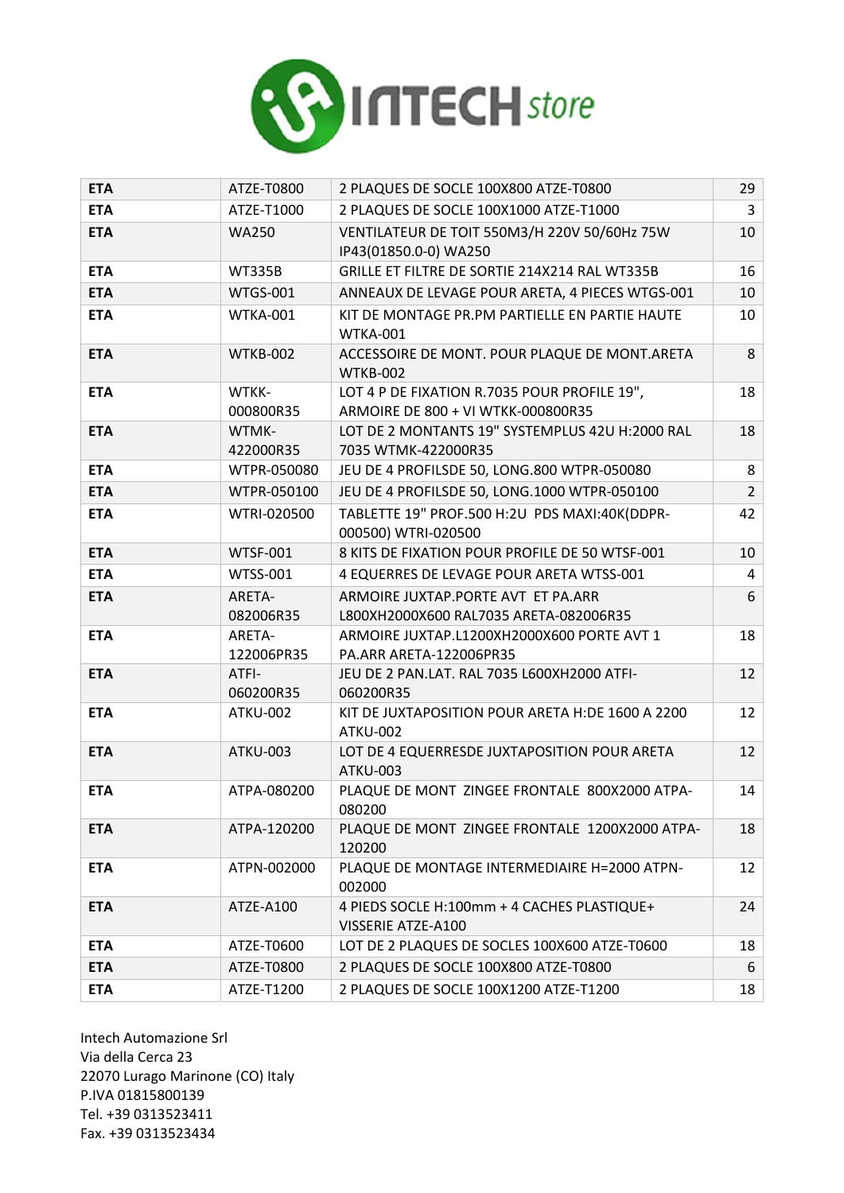| **ETA** | ATZE-T0800 | 2 PLAQUES DE SOCLE 100X800 ATZE-T0800 | 29 |
|---|---|---|---|
| **ETA** | ATZE-T1000 | 2 PLAQUES DE SOCLE 100X1000 ATZE-T1000 | 3 |
| **ETA** | WA250 | VENTILATEUR DE TOIT 550M3/H 220V 50/60Hz 75W IP43(01850.0-0) WA250 | 10 |
| **ETA** | WT335B | GRILLE ET FILTRE DE SORTIE 214X214 RAL WT335B | 16 |
| **ETA** | WTGS-001 | ANNEAUX DE LEVAGE POUR ARETA, 4 PIECES WTGS-001 | 10 |
| **ETA** | WTKA-001 | KIT DE MONTAGE PR.PM PARTIELLE EN PARTIE HAUTE WTKA-001 | 10 |
| **ETA** | WTKB-002 | ACCESSOIRE DE MONT. POUR PLAQUE DE MONT.ARETA WTKB-002 | 8 |
| **ETA** | WTKK-000800R35 | LOT 4 P DE FIXATION R.7035 POUR PROFILE 19", ARMOIRE DE 800 + VI WTKK-000800R35 | 18 |
| **ETA** | WTMK-422000R35 | LOT DE 2 MONTANTS 19" SYSTEMPLUS 42U H:2000 RAL 7035 WTMK-422000R35 | 18 |
| **ETA** | WTPR-050080 | JEU DE 4 PROFILSDE 50, LONG.800 WTPR-050080 | 8 |
| **ETA** | WTPR-050100 | JEU DE 4 PROFILSDE 50, LONG.1000 WTPR-050100 | 2 |
| **ETA** | WTRI-020500 | TABLETTE 19" PROF.500 H:2U PDS MAXI:40K(DDPR-000500) WTRI-020500 | 42 |
| **ETA** | WTSF-001 | 8 KITS DE FIXATION POUR PROFILE DE 50 WTSF-001 | 10 |
| **ETA** | WTSS-001 | 4 EQUERRES DE LEVAGE POUR ARETA WTSS-001 | 4 |
| **ETA** | ARETA-082006R35 | ARMOIRE JUXTAP.PORTE AVT ET PA.ARR L800XH2000X600 RAL7035 ARETA-082006R35 | 6 |
| **ETA** | ARETA-122006PR35 | ARMOIRE JUXTAP.L1200XH2000X600 PORTE AVT 1 PA.ARR ARETA-122006PR35 | 18 |
| **ETA** | ATFI-060200R35 | JEU DE 2 PAN.LAT. RAL 7035 L600XH2000 ATFI-060200R35 | 12 |
| **ETA** | ATKU-002 | KIT DE JUXTAPOSITION POUR ARETA H:DE 1600 A 2200 ATKU-002 | 12 |
| **ETA** | ATKU-003 | LOT DE 4 EQUERRESDE JUXTAPOSITION POUR ARETA ATKU-003 | 12 |
| **ETA** | ATPA-080200 | PLAQUE DE MONT ZINGEE FRONTALE 800X2000 ATPA-080200 | 14 |
| **ETA** | ATPA-120200 | PLAQUE DE MONT ZINGEE FRONTALE 1200X2000 ATPA-120200 | 18 |
| **ETA** | ATPN-002000 | PLAQUE DE MONTAGE INTERMEDIAIRE H=2000 ATPN-002000 | 12 |
| **ETA** | ATZE-A100 | 4 PIEDS SOCLE H:100mm + 4 CACHES PLASTIQUE+ VISSERIE ATZE-A100 | 24 |
| **ETA** | ATZE-T0600 | LOT DE 2 PLAQUES DE SOCLES 100X600 ATZE-T0600 | 18 |
| **ETA** | ATZE-T0800 | 2 PLAQUES DE SOCLE 100X800 ATZE-T0800 | 6 |
| **ETA** | ATZE-T1200 | 2 PLAQUES DE SOCLE 100X1200 ATZE-T1200 | 18 |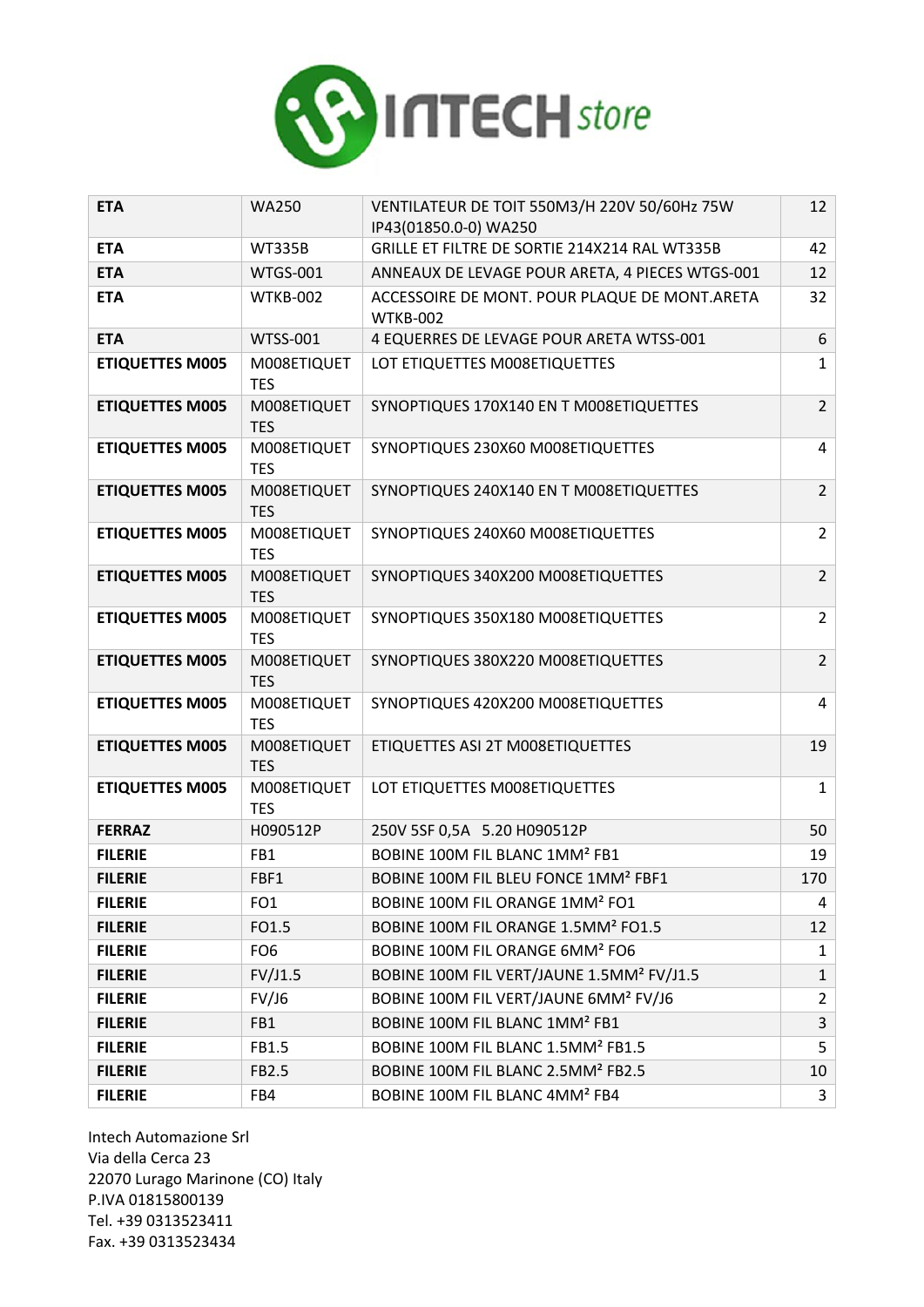| ETA | WA250 | VENTILATEUR DE TOIT 550M3/H 220V 50/60Hz 75W IP43(01850.0-0) WA250 | 12 |
|---|---|---|---|
| **ETA** | WT335B | GRILLE ET FILTRE DE SORTIE 214X214 RAL WT335B | 42 |
| **ETA** | WTGS-001 | ANNEAUX DE LEVAGE POUR ARETA, 4 PIECES WTGS-001 | 12 |
| **ETA** | WTKB-002 | ACCESSOIRE DE MONT. POUR PLAQUE DE MONT.ARETA WTKB-002 | 32 |
| **ETA** | WTSS-001 | 4 EQUERRES DE LEVAGE POUR ARETA WTSS-001 | 6 |
| **ETIQUETTES M005** | M008ETIQUETTES | LOT ETIQUETTES M008ETIQUETTES | 1 |
| **ETIQUETTES M005** | M008ETIQUETTES | SYNOPTIQUES 170X140 EN T M008ETIQUETTES | 2 |
| **ETIQUETTES M005** | M008ETIQUETTES | SYNOPTIQUES 230X60 M008ETIQUETTES | 4 |
| **ETIQUETTES M005** | M008ETIQUETTES | SYNOPTIQUES 240X140 EN T M008ETIQUETTES | 2 |
| **ETIQUETTES M005** | M008ETIQUETTES | SYNOPTIQUES 240X60 M008ETIQUETTES | 2 |
| **ETIQUETTES M005** | M008ETIQUETTES | SYNOPTIQUES 340X200 M008ETIQUETTES | 2 |
| **ETIQUETTES M005** | M008ETIQUETTES | SYNOPTIQUES 350X180 M008ETIQUETTES | 2 |
| **ETIQUETTES M005** | M008ETIQUETTES | SYNOPTIQUES 380X220 M008ETIQUETTES | 2 |
| **ETIQUETTES M005** | M008ETIQUETTES | SYNOPTIQUES 420X200 M008ETIQUETTES | 4 |
| **ETIQUETTES M005** | M008ETIQUETTES | ETIQUETTES ASI 2T M008ETIQUETTES | 19 |
| **ETIQUETTES M005** | M008ETIQUETTES | LOT ETIQUETTES M008ETIQUETTES | 1 |
| **FERRAZ** | H090512P | 250V 5SF 0,5A 5.20 H090512P | 50 |
| **FILERIE** | FB1 | BOBINE 100M FIL BLANC 1MM² FB1 | 19 |
| **FILERIE** | FBF1 | BOBINE 100M FIL BLEU FONCE 1MM² FBF1 | 170 |
| **FILERIE** | FO1 | BOBINE 100M FIL ORANGE 1MM² FO1 | 4 |
| **FILERIE** | FO1.5 | BOBINE 100M FIL ORANGE 1.5MM² FO1.5 | 12 |
| **FILERIE** | FO6 | BOBINE 100M FIL ORANGE 6MM² FO6 | 1 |
| **FILERIE** | FV/J1.5 | BOBINE 100M FIL VERT/JAUNE 1.5MM² FV/J1.5 | 1 |
| **FILERIE** | FV/J6 | BOBINE 100M FIL VERT/JAUNE 6MM² FV/J6 | 2 |
| **FILERIE** | FB1 | BOBINE 100M FIL BLANC 1MM² FB1 | 3 |
| **FILERIE** | FB1.5 | BOBINE 100M FIL BLANC 1.5MM² FB1.5 | 5 |
| **FILERIE** | FB2.5 | BOBINE 100M FIL BLANC 2.5MM² FB2.5 | 10 |
| **FILERIE** | FB4 | BOBINE 100M FIL BLANC 4MM² FB4 | 3 |

Intech Automazione Srl
Via della Cerca 23
22070 Lurago Marinone (CO) Italy
P.IVA 01815800139
Tel. +39 0313523411
Fax. +39 0313523434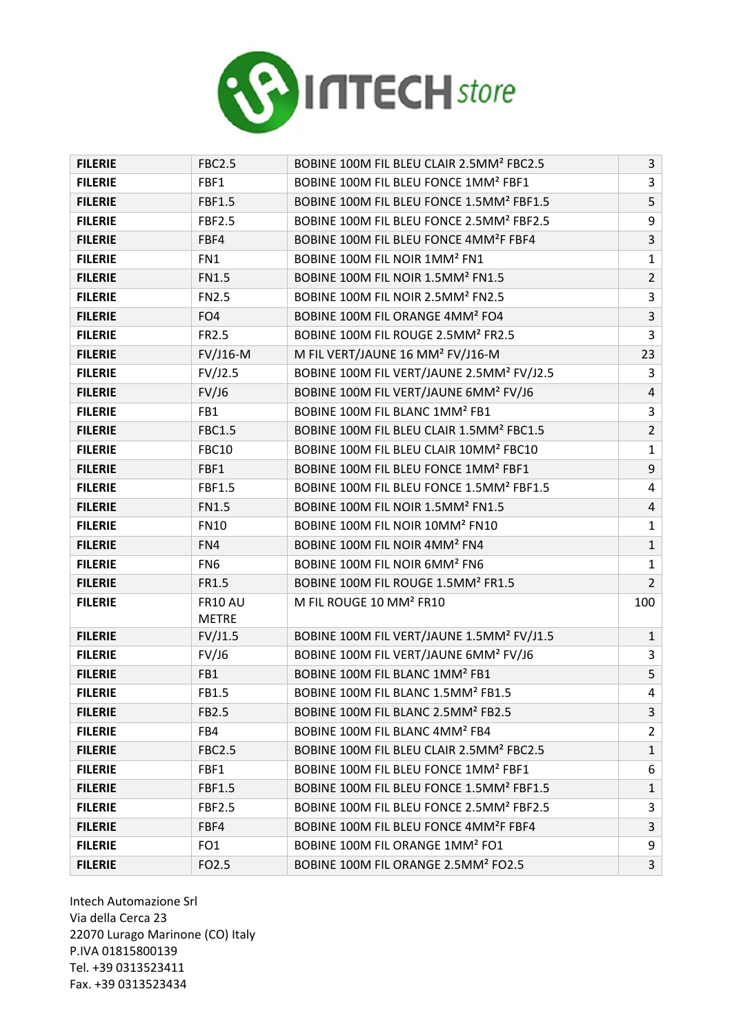# INTECH store

| FILERIE | FBC2.5 | BOBINE 100M FIL BLEU CLAIR 2.5MM² FBC2.5 | 3 |
|---|---|---|---|
| **FILERIE** | FBF1 | BOBINE 100M FIL BLEU FONCE 1MM² FBF1 | 3 |
| **FILERIE** | FBF1.5 | BOBINE 100M FIL BLEU FONCE 1.5MM² FBF1.5 | 5 |
| **FILERIE** | FBF2.5 | BOBINE 100M FIL BLEU FONCE 2.5MM² FBF2.5 | 9 |
| **FILERIE** | FBF4 | BOBINE 100M FIL BLEU FONCE 4MM²F FBF4 | 3 |
| **FILERIE** | FN1 | BOBINE 100M FIL NOIR 1MM² FN1 | 1 |
| **FILERIE** | FN1.5 | BOBINE 100M FIL NOIR 1.5MM² FN1.5 | 2 |
| **FILERIE** | FN2.5 | BOBINE 100M FIL NOIR 2.5MM² FN2.5 | 3 |
| **FILERIE** | FO4 | BOBINE 100M FIL ORANGE 4MM² FO4 | 3 |
| **FILERIE** | FR2.5 | BOBINE 100M FIL ROUGE 2.5MM² FR2.5 | 3 |
| **FILERIE** | FV/J16-M | M FIL VERT/JAUNE 16 MM² FV/J16-M | 23 |
| **FILERIE** | FV/J2.5 | BOBINE 100M FIL VERT/JAUNE 2.5MM² FV/J2.5 | 3 |
| **FILERIE** | FV/J6 | BOBINE 100M FIL VERT/JAUNE 6MM² FV/J6 | 4 |
| **FILERIE** | FB1 | BOBINE 100M FIL BLANC 1MM² FB1 | 3 |
| **FILERIE** | FBC1.5 | BOBINE 100M FIL BLEU CLAIR 1.5MM² FBC1.5 | 2 |
| **FILERIE** | FBC10 | BOBINE 100M FIL BLEU CLAIR 10MM² FBC10 | 1 |
| **FILERIE** | FBF1 | BOBINE 100M FIL BLEU FONCE 1MM² FBF1 | 9 |
| **FILERIE** | FBF1.5 | BOBINE 100M FIL BLEU FONCE 1.5MM² FBF1.5 | 4 |
| **FILERIE** | FN1.5 | BOBINE 100M FIL NOIR 1.5MM² FN1.5 | 4 |
| **FILERIE** | FN10 | BOBINE 100M FIL NOIR 10MM² FN10 | 1 |
| **FILERIE** | FN4 | BOBINE 100M FIL NOIR 4MM² FN4 | 1 |
| **FILERIE** | FN6 | BOBINE 100M FIL NOIR 6MM² FN6 | 1 |
| **FILERIE** | FR1.5 | BOBINE 100M FIL ROUGE 1.5MM² FR1.5 | 2 |
| **FILERIE** | FR10 AU METRE | M FIL ROUGE 10 MM² FR10 | 100 |
| **FILERIE** | FV/J1.5 | BOBINE 100M FIL VERT/JAUNE 1.5MM² FV/J1.5 | 1 |
| **FILERIE** | FV/J6 | BOBINE 100M FIL VERT/JAUNE 6MM² FV/J6 | 3 |
| **FILERIE** | FB1 | BOBINE 100M FIL BLANC 1MM² FB1 | 5 |
| **FILERIE** | FB1.5 | BOBINE 100M FIL BLANC 1.5MM² FB1.5 | 4 |
| **FILERIE** | FB2.5 | BOBINE 100M FIL BLANC 2.5MM² FB2.5 | 3 |
| **FILERIE** | FB4 | BOBINE 100M FIL BLANC 4MM² FB4 | 2 |
| **FILERIE** | FBC2.5 | BOBINE 100M FIL BLEU CLAIR 2.5MM² FBC2.5 | 1 |
| **FILERIE** | FBF1 | BOBINE 100M FIL BLEU FONCE 1MM² FBF1 | 6 |
| **FILERIE** | FBF1.5 | BOBINE 100M FIL BLEU FONCE 1.5MM² FBF1.5 | 1 |
| **FILERIE** | FBF2.5 | BOBINE 100M FIL BLEU FONCE 2.5MM² FBF2.5 | 3 |
| **FILERIE** | FBF4 | BOBINE 100M FIL BLEU FONCE 4MM²F FBF4 | 3 |
| **FILERIE** | FO1 | BOBINE 100M FIL ORANGE 1MM² FO1 | 9 |
| **FILERIE** | FO2.5 | BOBINE 100M FIL ORANGE 2.5MM² FO2.5 | 3 |

Intech Automazione Srl
Via della Cerca 23
22070 Lurago Marinone (CO) Italy
P.IVA 01815800139
Tel. +39 0313523411
Fax. +39 0313523434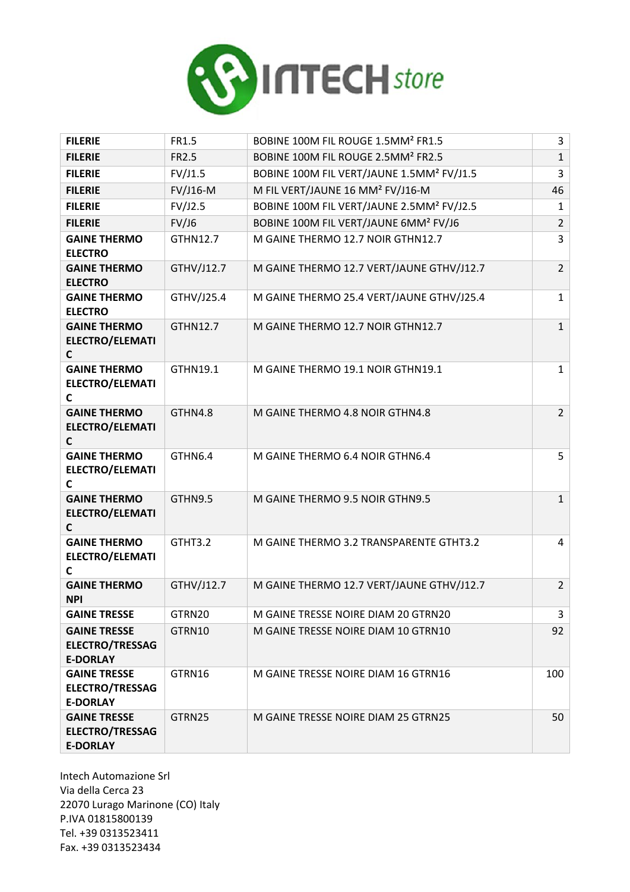INTECH store

| | | | |
|---|---|---|---|
| **FILERIE** | FR1.5 | BOBINE 100M FIL ROUGE 1.5MM² FR1.5 | 3 |
| **FILERIE** | FR2.5 | BOBINE 100M FIL ROUGE 2.5MM² FR2.5 | 1 |
| **FILERIE** | FV/J1.5 | BOBINE 100M FIL VERT/JAUNE 1.5MM² FV/J1.5 | 3 |
| **FILERIE** | FV/J16-M | M FIL VERT/JAUNE 16 MM² FV/J16-M | 46 |
| **FILERIE** | FV/J2.5 | BOBINE 100M FIL VERT/JAUNE 2.5MM² FV/J2.5 | 1 |
| **FILERIE** | FV/J6 | BOBINE 100M FIL VERT/JAUNE 6MM² FV/J6 | 2 |
| **GAINE THERMO ELECTRO** | GTHN12.7 | M GAINE THERMO 12.7 NOIR GTHN12.7 | 3 |
| **GAINE THERMO ELECTRO** | GTHV/J12.7 | M GAINE THERMO 12.7 VERT/JAUNE GTHV/J12.7 | 2 |
| **GAINE THERMO ELECTRO** | GTHV/J25.4 | M GAINE THERMO 25.4 VERT/JAUNE GTHV/J25.4 | 1 |
| **GAINE THERMO ELECTRO/ELEMATIC** | GTHN12.7 | M GAINE THERMO 12.7 NOIR GTHN12.7 | 1 |
| **GAINE THERMO ELECTRO/ELEMATIC** | GTHN19.1 | M GAINE THERMO 19.1 NOIR GTHN19.1 | 1 |
| **GAINE THERMO ELECTRO/ELEMATIC** | GTHN4.8 | M GAINE THERMO 4.8 NOIR GTHN4.8 | 2 |
| **GAINE THERMO ELECTRO/ELEMATIC** | GTHN6.4 | M GAINE THERMO 6.4 NOIR GTHN6.4 | 5 |
| **GAINE THERMO ELECTRO/ELEMATIC** | GTHN9.5 | M GAINE THERMO 9.5 NOIR GTHN9.5 | 1 |
| **GAINE THERMO ELECTRO/ELEMATIC** | GTHT3.2 | M GAINE THERMO 3.2 TRANSPARENTE GTHT3.2 | 4 |
| **GAINE THERMO NPI** | GTHV/J12.7 | M GAINE THERMO 12.7 VERT/JAUNE GTHV/J12.7 | 2 |
| **GAINE TRESSE** | GTRN20 | M GAINE TRESSE NOIRE DIAM 20 GTRN20 | 3 |
| **GAINE TRESSE ELECTRO/TRESSAGE-DORLAY** | GTRN10 | M GAINE TRESSE NOIRE DIAM 10 GTRN10 | 92 |
| **GAINE TRESSE ELECTRO/TRESSAGE-DORLAY** | GTRN16 | M GAINE TRESSE NOIRE DIAM 16 GTRN16 | 100 |
| **GAINE TRESSE ELECTRO/TRESSAGE-DORLAY** | GTRN25 | M GAINE TRESSE NOIRE DIAM 25 GTRN25 | 50 |

Intech Automazione Srl
Via della Cerca 23
22070 Lurago Marinone (CO) Italy
P.IVA 01815800139
Tel. +39 0313523411
Fax. +39 0313523434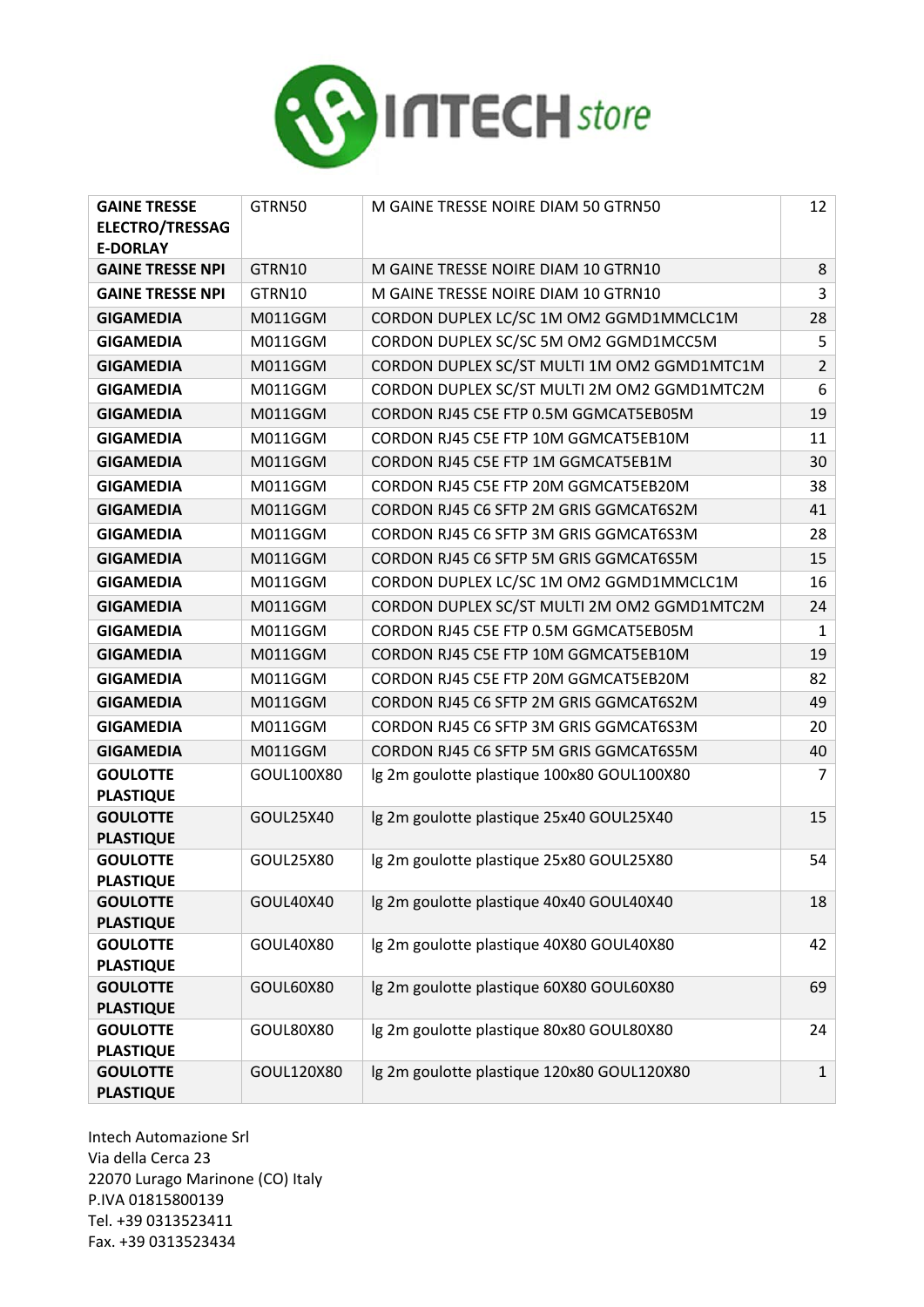| | | | |
|---|---|---|---|
| **GAINE TRESSE ELECTRO/TRESSAG E-DORLAY** | GTRN50 | M GAINE TRESSE NOIRE DIAM 50 GTRN50 | 12 |
| **GAINE TRESSE NPI** | GTRN10 | M GAINE TRESSE NOIRE DIAM 10 GTRN10 | 8 |
| **GAINE TRESSE NPI** | GTRN10 | M GAINE TRESSE NOIRE DIAM 10 GTRN10 | 3 |
| **GIGAMEDIA** | M011GGM | CORDON DUPLEX LC/SC 1M OM2 GGMD1MMCLC1M | 28 |
| **GIGAMEDIA** | M011GGM | CORDON DUPLEX SC/SC 5M OM2 GGMD1MCC5M | 5 |
| **GIGAMEDIA** | M011GGM | CORDON DUPLEX SC/ST MULTI 1M OM2 GGMD1MTC1M | 2 |
| **GIGAMEDIA** | M011GGM | CORDON DUPLEX SC/ST MULTI 2M OM2 GGMD1MTC2M | 6 |
| **GIGAMEDIA** | M011GGM | CORDON RJ45 C5E FTP 0.5M GGMCAT5EB05M | 19 |
| **GIGAMEDIA** | M011GGM | CORDON RJ45 C5E FTP 10M GGMCAT5EB10M | 11 |
| **GIGAMEDIA** | M011GGM | CORDON RJ45 C5E FTP 1M GGMCAT5EB1M | 30 |
| **GIGAMEDIA** | M011GGM | CORDON RJ45 C5E FTP 20M GGMCAT5EB20M | 38 |
| **GIGAMEDIA** | M011GGM | CORDON RJ45 C6 SFTP 2M GRIS GGMCAT6S2M | 41 |
| **GIGAMEDIA** | M011GGM | CORDON RJ45 C6 SFTP 3M GRIS GGMCAT6S3M | 28 |
| **GIGAMEDIA** | M011GGM | CORDON RJ45 C6 SFTP 5M GRIS GGMCAT6S5M | 15 |
| **GIGAMEDIA** | M011GGM | CORDON DUPLEX LC/SC 1M OM2 GGMD1MMCLC1M | 16 |
| **GIGAMEDIA** | M011GGM | CORDON DUPLEX SC/ST MULTI 2M OM2 GGMD1MTC2M | 24 |
| **GIGAMEDIA** | M011GGM | CORDON RJ45 C5E FTP 0.5M GGMCAT5EB05M | 1 |
| **GIGAMEDIA** | M011GGM | CORDON RJ45 C5E FTP 10M GGMCAT5EB10M | 19 |
| **GIGAMEDIA** | M011GGM | CORDON RJ45 C5E FTP 20M GGMCAT5EB20M | 82 |
| **GIGAMEDIA** | M011GGM | CORDON RJ45 C6 SFTP 2M GRIS GGMCAT6S2M | 49 |
| **GIGAMEDIA** | M011GGM | CORDON RJ45 C6 SFTP 3M GRIS GGMCAT6S3M | 20 |
| **GIGAMEDIA** | M011GGM | CORDON RJ45 C6 SFTP 5M GRIS GGMCAT6S5M | 40 |
| **GOULOTTE PLASTIQUE** | GOUL100X80 | lg 2m goulotte plastique 100x80 GOUL100X80 | 7 |
| **GOULOTTE PLASTIQUE** | GOUL25X40 | lg 2m goulotte plastique 25x40 GOUL25X40 | 15 |
| **GOULOTTE PLASTIQUE** | GOUL25X80 | lg 2m goulotte plastique 25x80 GOUL25X80 | 54 |
| **GOULOTTE PLASTIQUE** | GOUL40X40 | lg 2m goulotte plastique 40x40 GOUL40X40 | 18 |
| **GOULOTTE PLASTIQUE** | GOUL40X80 | lg 2m goulotte plastique 40X80 GOUL40X80 | 42 |
| **GOULOTTE PLASTIQUE** | GOUL60X80 | lg 2m goulotte plastique 60X80 GOUL60X80 | 69 |
| **GOULOTTE PLASTIQUE** | GOUL80X80 | lg 2m goulotte plastique 80x80 GOUL80X80 | 24 |
| **GOULOTTE PLASTIQUE** | GOUL120X80 | lg 2m goulotte plastique 120x80 GOUL120X80 | 1 |

Intech Automazione Srl
Via della Cerca 23
22070 Lurago Marinone (CO) Italy
P.IVA 01815800139
Tel. +39 0313523411
Fax. +39 0313523434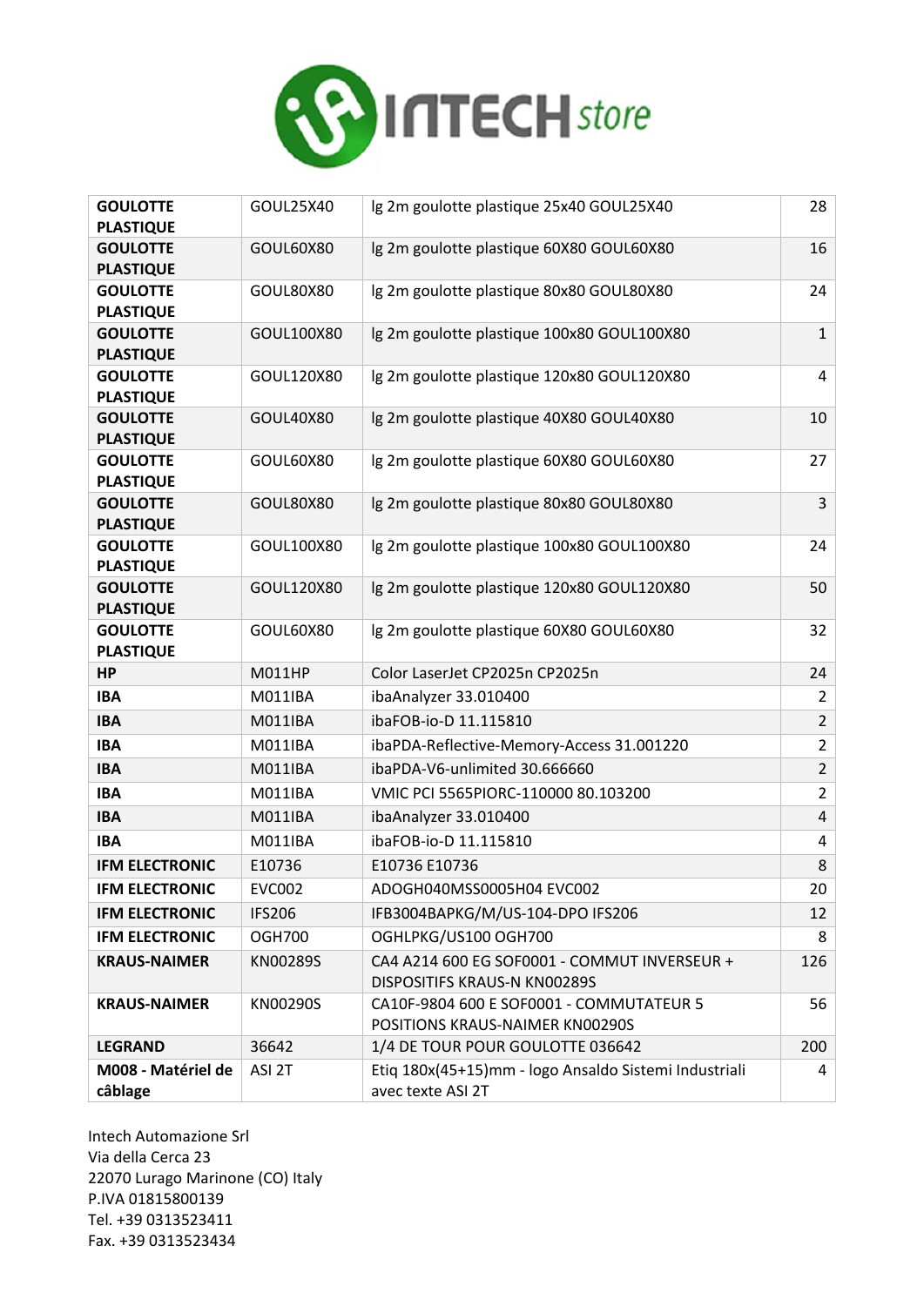| **GOULOTTE PLASTIQUE** | GOUL25X40 | lg 2m goulotte plastique 25x40 GOUL25X40 | 28 |
|---|---|---|---|
| **GOULOTTE PLASTIQUE** | GOUL60X80 | lg 2m goulotte plastique 60X80 GOUL60X80 | 16 |
| **GOULOTTE PLASTIQUE** | GOUL80X80 | lg 2m goulotte plastique 80x80 GOUL80X80 | 24 |
| **GOULOTTE PLASTIQUE** | GOUL100X80 | lg 2m goulotte plastique 100x80 GOUL100X80 | 1 |
| **GOULOTTE PLASTIQUE** | GOUL120X80 | lg 2m goulotte plastique 120x80 GOUL120X80 | 4 |
| **GOULOTTE PLASTIQUE** | GOUL40X80 | lg 2m goulotte plastique 40X80 GOUL40X80 | 10 |
| **GOULOTTE PLASTIQUE** | GOUL60X80 | lg 2m goulotte plastique 60X80 GOUL60X80 | 27 |
| **GOULOTTE PLASTIQUE** | GOUL80X80 | lg 2m goulotte plastique 80x80 GOUL80X80 | 3 |
| **GOULOTTE PLASTIQUE** | GOUL100X80 | lg 2m goulotte plastique 100x80 GOUL100X80 | 24 |
| **GOULOTTE PLASTIQUE** | GOUL120X80 | lg 2m goulotte plastique 120x80 GOUL120X80 | 50 |
| **GOULOTTE PLASTIQUE** | GOUL60X80 | lg 2m goulotte plastique 60X80 GOUL60X80 | 32 |
| **HP** | M011HP | Color LaserJet CP2025n CP2025n | 24 |
| **IBA** | M011IBA | ibaAnalyzer 33.010400 | 2 |
| **IBA** | M011IBA | ibaFOB-io-D 11.115810 | 2 |
| **IBA** | M011IBA | ibaPDA-Reflective-Memory-Access 31.001220 | 2 |
| **IBA** | M011IBA | ibaPDA-V6-unlimited 30.666660 | 2 |
| **IBA** | M011IBA | VMIC PCI 5565PIORC-110000 80.103200 | 2 |
| **IBA** | M011IBA | ibaAnalyzer 33.010400 | 4 |
| **IBA** | M011IBA | ibaFOB-io-D 11.115810 | 4 |
| **IFM ELECTRONIC** | E10736 | E10736 E10736 | 8 |
| **IFM ELECTRONIC** | EVC002 | ADOGH040MSS0005H04 EVC002 | 20 |
| **IFM ELECTRONIC** | IFS206 | IFB3004BAPKG/M/US-104-DPO IFS206 | 12 |
| **IFM ELECTRONIC** | OGH700 | OGHLPKG/US100 OGH700 | 8 |
| **KRAUS-NAIMER** | KN00289S | CA4 A214 600 EG SOF0001 - COMMUT INVERSEUR + DISPOSITIFS KRAUS-N KN00289S | 126 |
| **KRAUS-NAIMER** | KN00290S | CA10F-9804 600 E SOF0001 - COMMUTATEUR 5 POSITIONS KRAUS-NAIMER KN00290S | 56 |
| **LEGRAND** | 36642 | 1/4 DE TOUR POUR GOULOTTE 036642 | 200 |
| **M008 - Matériel de câblage** | ASI 2T | Etiq 180x(45+15)mm - logo Ansaldo Sistemi Industriali avec texte ASI 2T | 4 |

Intech Automazione Srl
Via della Cerca 23
22070 Lurago Marinone (CO) Italy
P.IVA 01815800139
Tel. +39 0313523411
Fax. +39 0313523434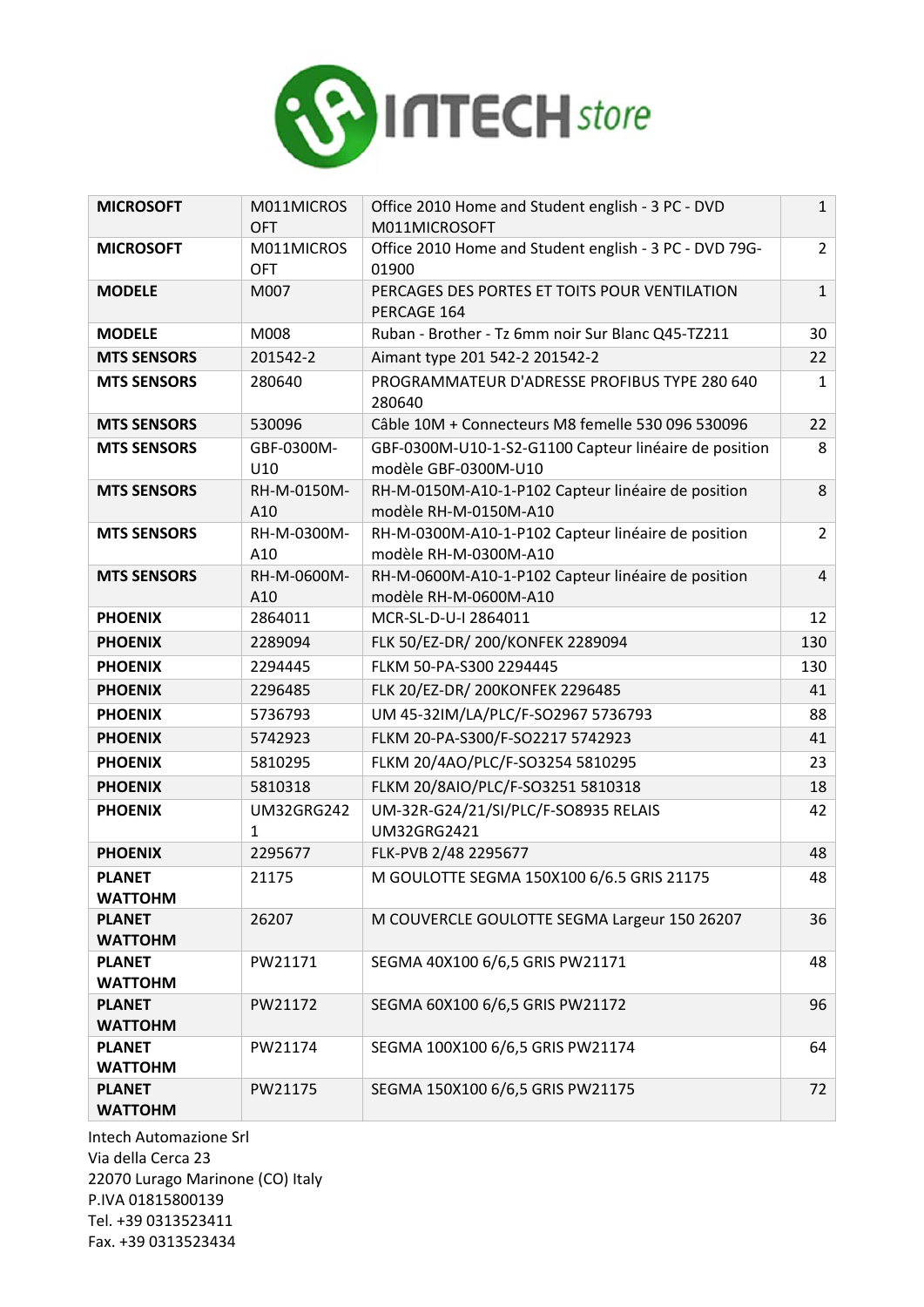| | | | |
|---|---|---|---|
| **MICROSOFT** | M011MICROSOFT | Office 2010 Home and Student english - 3 PC - DVD M011MICROSOFT | 1 |
| **MICROSOFT** | M011MICROSOFT | Office 2010 Home and Student english - 3 PC - DVD 79G-01900 | 2 |
| **MODELE** | M007 | PERCAGES DES PORTES ET TOITS POUR VENTILATION PERCAGE 164 | 1 |
| **MODELE** | M008 | Ruban - Brother - Tz 6mm noir Sur Blanc Q45-TZ211 | 30 |
| **MTS SENSORS** | 201542-2 | Aimant type 201 542-2 201542-2 | 22 |
| **MTS SENSORS** | 280640 | PROGRAMMATEUR D'ADRESSE PROFIBUS TYPE 280 640 280640 | 1 |
| **MTS SENSORS** | 530096 | Câble 10M + Connecteurs M8 femelle 530 096 530096 | 22 |
| **MTS SENSORS** | GBF-0300M-U10 | GBF-0300M-U10-1-S2-G1100 Capteur linéaire de position modèle GBF-0300M-U10 | 8 |
| **MTS SENSORS** | RH-M-0150M-A10 | RH-M-0150M-A10-1-P102 Capteur linéaire de position modèle RH-M-0150M-A10 | 8 |
| **MTS SENSORS** | RH-M-0300M-A10 | RH-M-0300M-A10-1-P102 Capteur linéaire de position modèle RH-M-0300M-A10 | 2 |
| **MTS SENSORS** | RH-M-0600M-A10 | RH-M-0600M-A10-1-P102 Capteur linéaire de position modèle RH-M-0600M-A10 | 4 |
| **PHOENIX** | 2864011 | MCR-SL-D-U-I 2864011 | 12 |
| **PHOENIX** | 2289094 | FLK 50/EZ-DR/ 200/KONFEK 2289094 | 130 |
| **PHOENIX** | 2294445 | FLKM 50-PA-S300 2294445 | 130 |
| **PHOENIX** | 2296485 | FLK 20/EZ-DR/ 200KONFEK 2296485 | 41 |
| **PHOENIX** | 5736793 | UM 45-32IM/LA/PLC/F-SO2967 5736793 | 88 |
| **PHOENIX** | 5742923 | FLKM 20-PA-S300/F-SO2217 5742923 | 41 |
| **PHOENIX** | 5810295 | FLKM 20/4AO/PLC/F-SO3254 5810295 | 23 |
| **PHOENIX** | 5810318 | FLKM 20/8AIO/PLC/F-SO3251 5810318 | 18 |
| **PHOENIX** | UM32GRG2421 | UM-32R-G24/21/SI/PLC/F-SO8935 RELAIS UM32GRG2421 | 42 |
| **PHOENIX** | 2295677 | FLK-PVB 2/48 2295677 | 48 |
| **PLANET WATTOHM** | 21175 | M GOULOTTE SEGMA 150X100 6/6.5 GRIS 21175 | 48 |
| **PLANET WATTOHM** | 26207 | M COUVERCLE GOULOTTE SEGMA Largeur 150 26207 | 36 |
| **PLANET WATTOHM** | PW21171 | SEGMA 40X100 6/6,5 GRIS PW21171 | 48 |
| **PLANET WATTOHM** | PW21172 | SEGMA 60X100 6/6,5 GRIS PW21172 | 96 |
| **PLANET WATTOHM** | PW21174 | SEGMA 100X100 6/6,5 GRIS PW21174 | 64 |
| **PLANET WATTOHM** | PW21175 | SEGMA 150X100 6/6,5 GRIS PW21175 | 72 |

Intech Automazione Srl
Via della Cerca 23
22070 Lurago Marinone (CO) Italy
P.IVA 01815800139
Tel. +39 0313523411
Fax. +39 0313523434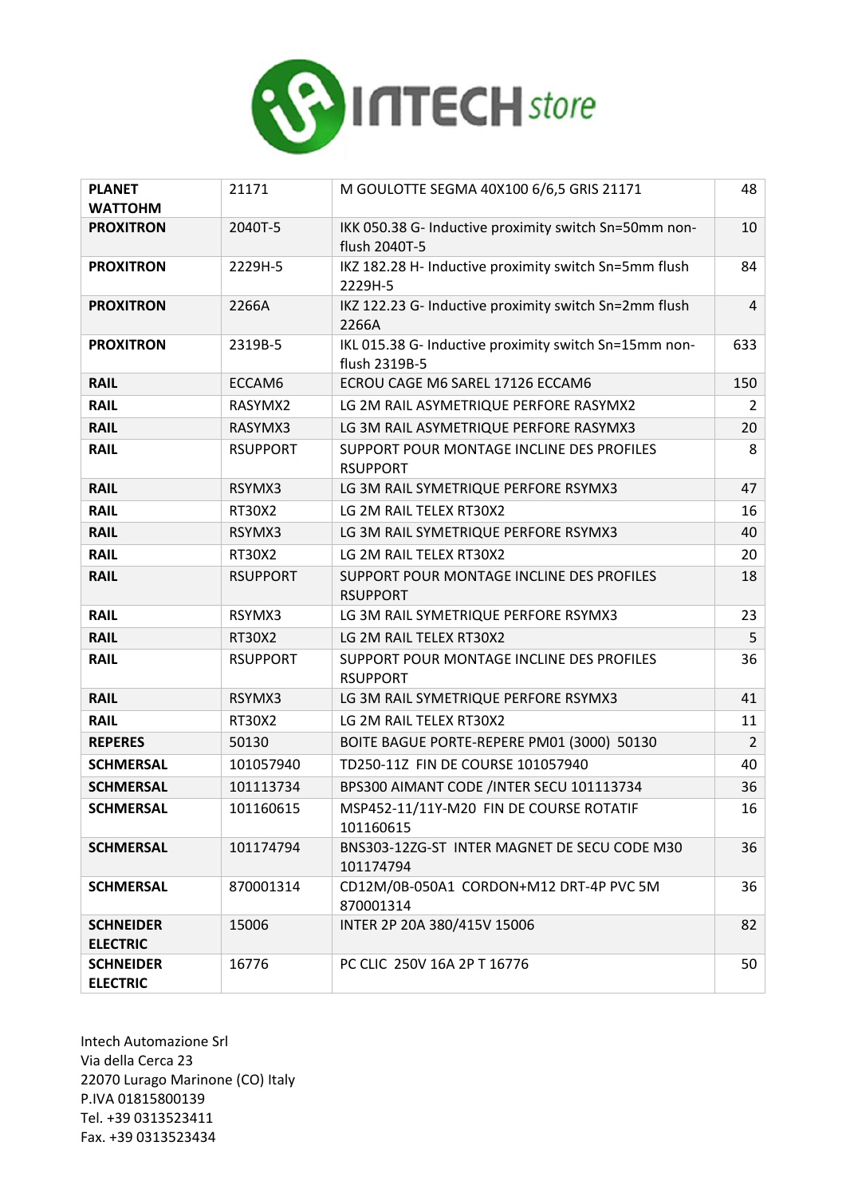| **PLANET WATTOHM** | 21171 | M GOULOTTE SEGMA 40X100 6/6,5 GRIS 21171 | 48 |
|---|---|---|---|
| **PROXITRON** | 2040T-5 | IKK 050.38 G- Inductive proximity switch Sn=50mm non-flush 2040T-5 | 10 |
| **PROXITRON** | 2229H-5 | IKZ 182.28 H- Inductive proximity switch Sn=5mm flush 2229H-5 | 84 |
| **PROXITRON** | 2266A | IKZ 122.23 G- Inductive proximity switch Sn=2mm flush 2266A | 4 |
| **PROXITRON** | 2319B-5 | IKL 015.38 G- Inductive proximity switch Sn=15mm non-flush 2319B-5 | 633 |
| **RAIL** | ECCAM6 | ECROU CAGE M6 SAREL 17126 ECCAM6 | 150 |
| **RAIL** | RASYMX2 | LG 2M RAIL ASYMETRIQUE PERFORE RASYMX2 | 2 |
| **RAIL** | RASYMX3 | LG 3M RAIL ASYMETRIQUE PERFORE RASYMX3 | 20 |
| **RAIL** | RSUPPORT | SUPPORT POUR MONTAGE INCLINE DES PROFILES RSUPPORT | 8 |
| **RAIL** | RSYMX3 | LG 3M RAIL SYMETRIQUE PERFORE RSYMX3 | 47 |
| **RAIL** | RT30X2 | LG 2M RAIL TELEX RT30X2 | 16 |
| **RAIL** | RSYMX3 | LG 3M RAIL SYMETRIQUE PERFORE RSYMX3 | 40 |
| **RAIL** | RT30X2 | LG 2M RAIL TELEX RT30X2 | 20 |
| **RAIL** | RSUPPORT | SUPPORT POUR MONTAGE INCLINE DES PROFILES RSUPPORT | 18 |
| **RAIL** | RSYMX3 | LG 3M RAIL SYMETRIQUE PERFORE RSYMX3 | 23 |
| **RAIL** | RT30X2 | LG 2M RAIL TELEX RT30X2 | 5 |
| **RAIL** | RSUPPORT | SUPPORT POUR MONTAGE INCLINE DES PROFILES RSUPPORT | 36 |
| **RAIL** | RSYMX3 | LG 3M RAIL SYMETRIQUE PERFORE RSYMX3 | 41 |
| **RAIL** | RT30X2 | LG 2M RAIL TELEX RT30X2 | 11 |
| **REPERES** | 50130 | BOITE BAGUE PORTE-REPERE PM01 (3000) 50130 | 2 |
| **SCHMERSAL** | 101057940 | TD250-11Z FIN DE COURSE 101057940 | 40 |
| **SCHMERSAL** | 101113734 | BPS300 AIMANT CODE /INTER SECU 101113734 | 36 |
| **SCHMERSAL** | 101160615 | MSP452-11/11Y-M20 FIN DE COURSE ROTATIF 101160615 | 16 |
| **SCHMERSAL** | 101174794 | BNS303-12ZG-ST INTER MAGNET DE SECU CODE M30 101174794 | 36 |
| **SCHMERSAL** | 870001314 | CD12M/0B-050A1 CORDON+M12 DRT-4P PVC 5M 870001314 | 36 |
| **SCHNEIDER ELECTRIC** | 15006 | INTER 2P 20A 380/415V 15006 | 82 |
| **SCHNEIDER ELECTRIC** | 16776 | PC CLIC 250V 16A 2P T 16776 | 50 |

Intech Automazione Srl
Via della Cerca 23
22070 Lurago Marinone (CO) Italy
P.IVA 01815800139
Tel. +39 0313523411
Fax. +39 0313523434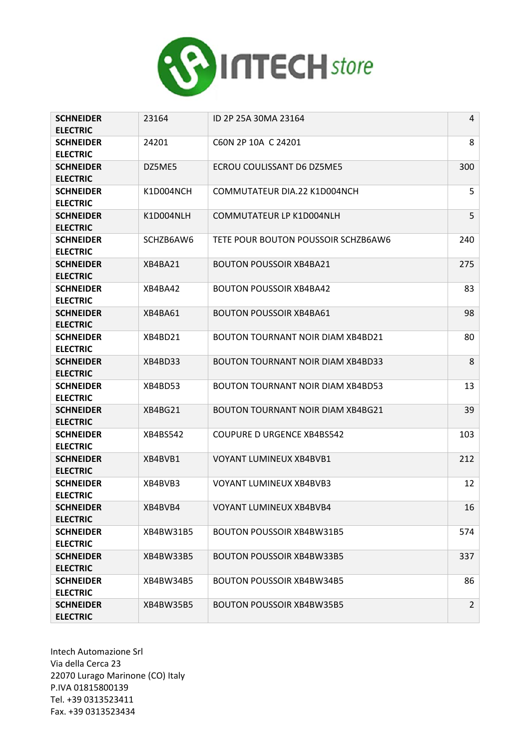INTECH store

| SCHNEIDER ELECTRIC | 23164 | ID 2P 25A 30MA 23164 | 4 |
|---|---|---|---|
| SCHNEIDER ELECTRIC | 24201 | C60N 2P 10A C 24201 | 8 |
| SCHNEIDER ELECTRIC | DZ5ME5 | ECROU COULISSANT D6 DZ5ME5 | 300 |
| SCHNEIDER ELECTRIC | K1D004NCH | COMMUTATEUR DIA.22 K1D004NCH | 5 |
| SCHNEIDER ELECTRIC | K1D004NLH | COMMUTATEUR LP K1D004NLH | 5 |
| SCHNEIDER ELECTRIC | SCHZB6AW6 | TETE POUR BOUTON POUSSOIR SCHZB6AW6 | 240 |
| SCHNEIDER ELECTRIC | XB4BA21 | BOUTON POUSSOIR XB4BA21 | 275 |
| SCHNEIDER ELECTRIC | XB4BA42 | BOUTON POUSSOIR XB4BA42 | 83 |
| SCHNEIDER ELECTRIC | XB4BA61 | BOUTON POUSSOIR XB4BA61 | 98 |
| SCHNEIDER ELECTRIC | XB4BD21 | BOUTON TOURNANT NOIR DIAM XB4BD21 | 80 |
| SCHNEIDER ELECTRIC | XB4BD33 | BOUTON TOURNANT NOIR DIAM XB4BD33 | 8 |
| SCHNEIDER ELECTRIC | XB4BD53 | BOUTON TOURNANT NOIR DIAM XB4BD53 | 13 |
| SCHNEIDER ELECTRIC | XB4BG21 | BOUTON TOURNANT NOIR DIAM XB4BG21 | 39 |
| SCHNEIDER ELECTRIC | XB4BS542 | COUPURE D URGENCE XB4BS542 | 103 |
| SCHNEIDER ELECTRIC | XB4BVB1 | VOYANT LUMINEUX XB4BVB1 | 212 |
| SCHNEIDER ELECTRIC | XB4BVB3 | VOYANT LUMINEUX XB4BVB3 | 12 |
| SCHNEIDER ELECTRIC | XB4BVB4 | VOYANT LUMINEUX XB4BVB4 | 16 |
| SCHNEIDER ELECTRIC | XB4BW31B5 | BOUTON POUSSOIR XB4BW31B5 | 574 |
| SCHNEIDER ELECTRIC | XB4BW33B5 | BOUTON POUSSOIR XB4BW33B5 | 337 |
| SCHNEIDER ELECTRIC | XB4BW34B5 | BOUTON POUSSOIR XB4BW34B5 | 86 |
| SCHNEIDER ELECTRIC | XB4BW35B5 | BOUTON POUSSOIR XB4BW35B5 | 2 |

Intech Automazione Srl
Via della Cerca 23
22070 Lurago Marinone (CO) Italy
P.IVA 01815800139
Tel. +39 0313523411
Fax. +39 0313523434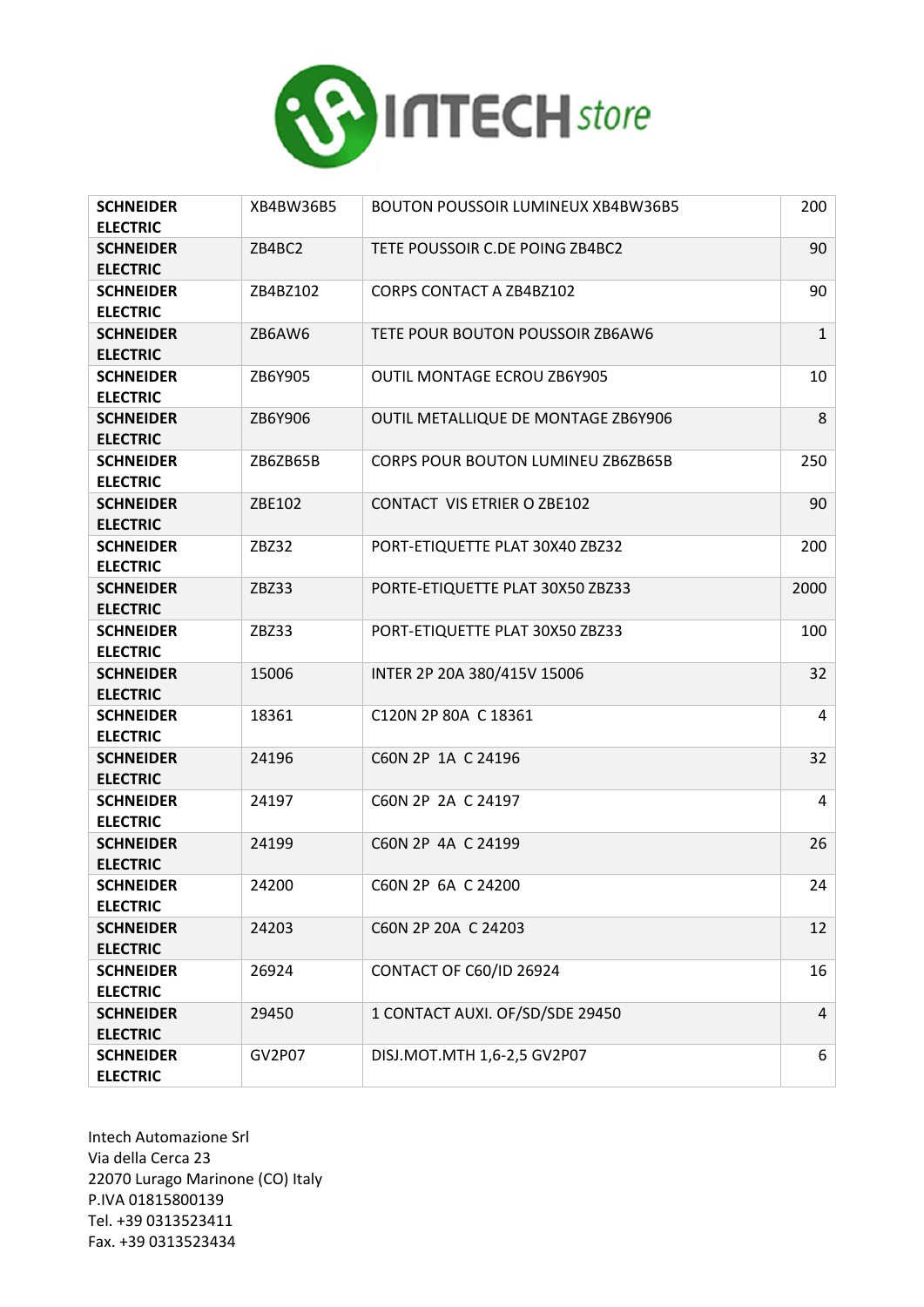| **SCHNEIDER ELECTRIC** | XB4BW36B5 | BOUTON POUSSOIR LUMINEUX XB4BW36B5 | 200 |
|---|---|---|---|
| **SCHNEIDER ELECTRIC** | ZB4BC2 | TETE POUSSOIR C.DE POING ZB4BC2 | 90 |
| **SCHNEIDER ELECTRIC** | ZB4BZ102 | CORPS CONTACT A ZB4BZ102 | 90 |
| **SCHNEIDER ELECTRIC** | ZB6AW6 | TETE POUR BOUTON POUSSOIR ZB6AW6 | 1 |
| **SCHNEIDER ELECTRIC** | ZB6Y905 | OUTIL MONTAGE ECROU ZB6Y905 | 10 |
| **SCHNEIDER ELECTRIC** | ZB6Y906 | OUTIL METALLIQUE DE MONTAGE ZB6Y906 | 8 |
| **SCHNEIDER ELECTRIC** | ZB6ZB65B | CORPS POUR BOUTON LUMINEU ZB6ZB65B | 250 |
| **SCHNEIDER ELECTRIC** | ZBE102 | CONTACT VIS ETRIER O ZBE102 | 90 |
| **SCHNEIDER ELECTRIC** | ZBZ32 | PORT-ETIQUETTE PLAT 30X40 ZBZ32 | 200 |
| **SCHNEIDER ELECTRIC** | ZBZ33 | PORTE-ETIQUETTE PLAT 30X50 ZBZ33 | 2000 |
| **SCHNEIDER ELECTRIC** | ZBZ33 | PORT-ETIQUETTE PLAT 30X50 ZBZ33 | 100 |
| **SCHNEIDER ELECTRIC** | 15006 | INTER 2P 20A 380/415V 15006 | 32 |
| **SCHNEIDER ELECTRIC** | 18361 | C120N 2P 80A C 18361 | 4 |
| **SCHNEIDER ELECTRIC** | 24196 | C60N 2P 1A C 24196 | 32 |
| **SCHNEIDER ELECTRIC** | 24197 | C60N 2P 2A C 24197 | 4 |
| **SCHNEIDER ELECTRIC** | 24199 | C60N 2P 4A C 24199 | 26 |
| **SCHNEIDER ELECTRIC** | 24200 | C60N 2P 6A C 24200 | 24 |
| **SCHNEIDER ELECTRIC** | 24203 | C60N 2P 20A C 24203 | 12 |
| **SCHNEIDER ELECTRIC** | 26924 | CONTACT OF C60/ID 26924 | 16 |
| **SCHNEIDER ELECTRIC** | 29450 | 1 CONTACT AUXI. OF/SD/SDE 29450 | 4 |
| **SCHNEIDER ELECTRIC** | GV2P07 | DISJ.MOT.MTH 1,6-2,5 GV2P07 | 6 |

Intech Automazione Srl
Via della Cerca 23
22070 Lurago Marinone (CO) Italy
P.IVA 01815800139
Tel. +39 0313523411
Fax. +39 0313523434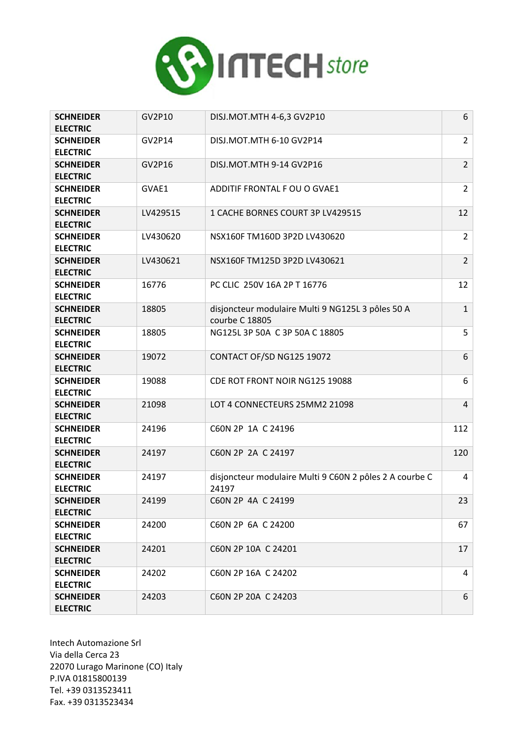| **SCHNEIDER ELECTRIC** | GV2P10 | DISJ.MOT.MTH 4-6,3 GV2P10 | 6 |
|---|---|---|---|
| **SCHNEIDER ELECTRIC** | GV2P14 | DISJ.MOT.MTH 6-10 GV2P14 | 2 |
| **SCHNEIDER ELECTRIC** | GV2P16 | DISJ.MOT.MTH 9-14 GV2P16 | 2 |
| **SCHNEIDER ELECTRIC** | GVAE1 | ADDITIF FRONTAL F OU O GVAE1 | 2 |
| **SCHNEIDER ELECTRIC** | LV429515 | 1 CACHE BORNES COURT 3P LV429515 | 12 |
| **SCHNEIDER ELECTRIC** | LV430620 | NSX160F TM160D 3P2D LV430620 | 2 |
| **SCHNEIDER ELECTRIC** | LV430621 | NSX160F TM125D 3P2D LV430621 | 2 |
| **SCHNEIDER ELECTRIC** | 16776 | PC CLIC 250V 16A 2P T 16776 | 12 |
| **SCHNEIDER ELECTRIC** | 18805 | disjoncteur modulaire Multi 9 NG125L 3 pôles 50 A courbe C 18805 | 1 |
| **SCHNEIDER ELECTRIC** | 18805 | NG125L 3P 50A C 3P 50A C 18805 | 5 |
| **SCHNEIDER ELECTRIC** | 19072 | CONTACT OF/SD NG125 19072 | 6 |
| **SCHNEIDER ELECTRIC** | 19088 | CDE ROT FRONT NOIR NG125 19088 | 6 |
| **SCHNEIDER ELECTRIC** | 21098 | LOT 4 CONNECTEURS 25MM2 21098 | 4 |
| **SCHNEIDER ELECTRIC** | 24196 | C60N 2P 1A C 24196 | 112 |
| **SCHNEIDER ELECTRIC** | 24197 | C60N 2P 2A C 24197 | 120 |
| **SCHNEIDER ELECTRIC** | 24197 | disjoncteur modulaire Multi 9 C60N 2 pôles 2 A courbe C 24197 | 4 |
| **SCHNEIDER ELECTRIC** | 24199 | C60N 2P 4A C 24199 | 23 |
| **SCHNEIDER ELECTRIC** | 24200 | C60N 2P 6A C 24200 | 67 |
| **SCHNEIDER ELECTRIC** | 24201 | C60N 2P 10A C 24201 | 17 |
| **SCHNEIDER ELECTRIC** | 24202 | C60N 2P 16A C 24202 | 4 |
| **SCHNEIDER ELECTRIC** | 24203 | C60N 2P 20A C 24203 | 6 |

Intech Automazione Srl
Via della Cerca 23
22070 Lurago Marinone (CO) Italy
P.IVA 01815800139
Tel. +39 0313523411
Fax. +39 0313523434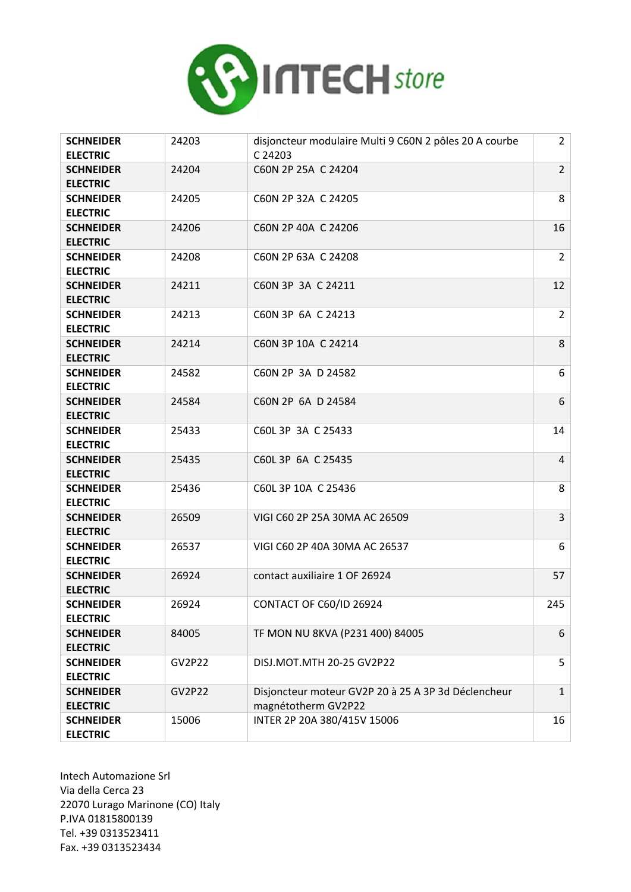| SCHNEIDER ELECTRIC | 24203 | disjoncteur modulaire Multi 9 C60N 2 pôles 20 A courbe C 24203 | 2 |
|---|---|---|---|
| SCHNEIDER ELECTRIC | 24204 | C60N 2P 25A C 24204 | 2 |
| SCHNEIDER ELECTRIC | 24205 | C60N 2P 32A C 24205 | 8 |
| SCHNEIDER ELECTRIC | 24206 | C60N 2P 40A C 24206 | 16 |
| SCHNEIDER ELECTRIC | 24208 | C60N 2P 63A C 24208 | 2 |
| SCHNEIDER ELECTRIC | 24211 | C60N 3P 3A C 24211 | 12 |
| SCHNEIDER ELECTRIC | 24213 | C60N 3P 6A C 24213 | 2 |
| SCHNEIDER ELECTRIC | 24214 | C60N 3P 10A C 24214 | 8 |
| SCHNEIDER ELECTRIC | 24582 | C60N 2P 3A D 24582 | 6 |
| SCHNEIDER ELECTRIC | 24584 | C60N 2P 6A D 24584 | 6 |
| SCHNEIDER ELECTRIC | 25433 | C60L 3P 3A C 25433 | 14 |
| SCHNEIDER ELECTRIC | 25435 | C60L 3P 6A C 25435 | 4 |
| SCHNEIDER ELECTRIC | 25436 | C60L 3P 10A C 25436 | 8 |
| SCHNEIDER ELECTRIC | 26509 | VIGI C60 2P 25A 30MA AC 26509 | 3 |
| SCHNEIDER ELECTRIC | 26537 | VIGI C60 2P 40A 30MA AC 26537 | 6 |
| SCHNEIDER ELECTRIC | 26924 | contact auxiliaire 1 OF 26924 | 57 |
| SCHNEIDER ELECTRIC | 26924 | CONTACT OF C60/ID 26924 | 245 |
| SCHNEIDER ELECTRIC | 84005 | TF MON NU 8KVA (P231 400) 84005 | 6 |
| SCHNEIDER ELECTRIC | GV2P22 | DISJ.MOT.MTH 20-25 GV2P22 | 5 |
| SCHNEIDER ELECTRIC | GV2P22 | Disjoncteur moteur GV2P 20 à 25 A 3P 3d Déclencheur magnétotherm GV2P22 | 1 |
| SCHNEIDER ELECTRIC | 15006 | INTER 2P 20A 380/415V 15006 | 16 |

Intech Automazione Srl
Via della Cerca 23
22070 Lurago Marinone (CO) Italy
P.IVA 01815800139
Tel. +39 0313523411
Fax. +39 0313523434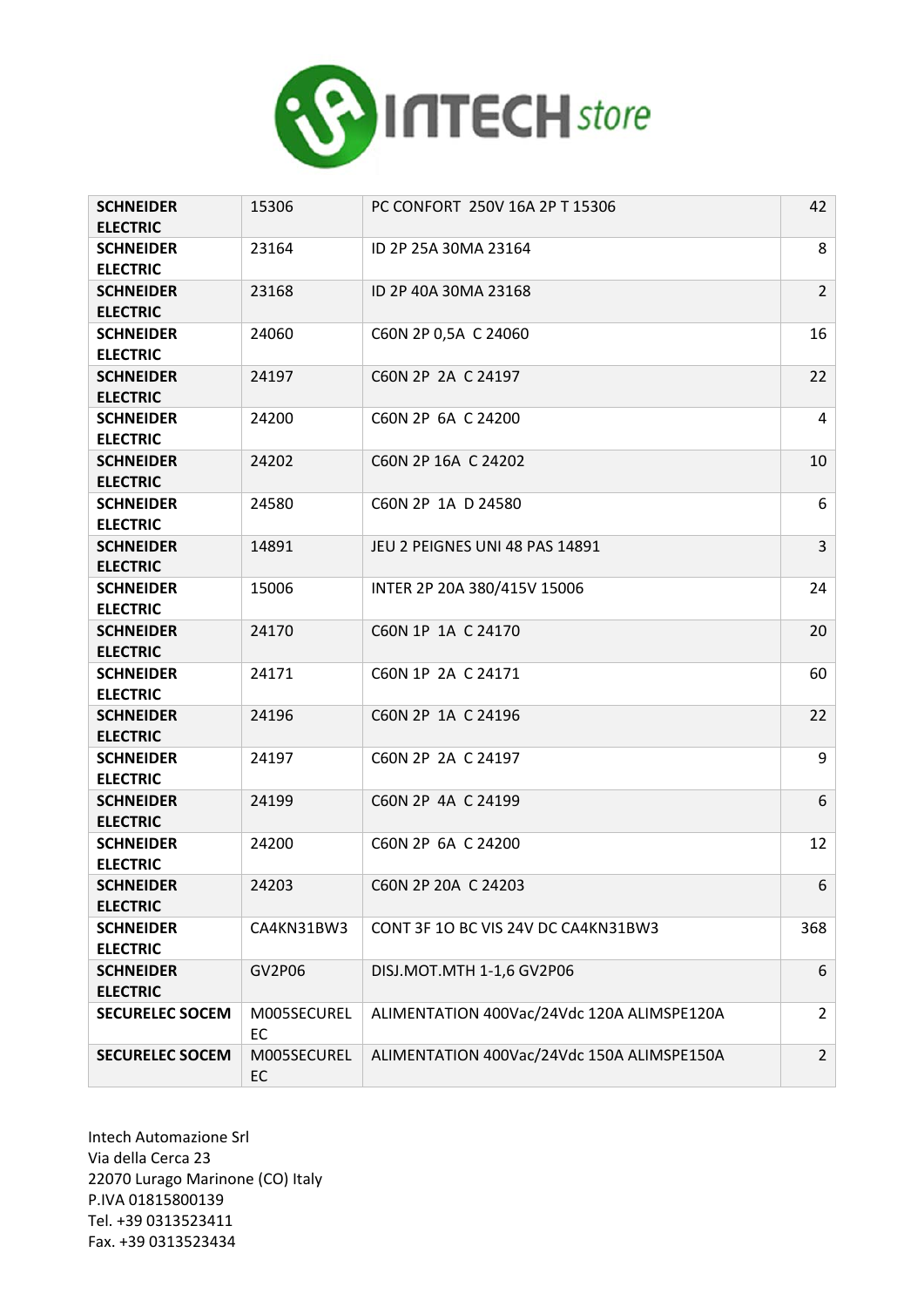| SCHNEIDER ELECTRIC | 15306 | PC CONFORT  250V 16A 2P T 15306 | 42 |
|---|---|---|---|
| SCHNEIDER ELECTRIC | 23164 | ID 2P 25A 30MA 23164 | 8 |
| SCHNEIDER ELECTRIC | 23168 | ID 2P 40A 30MA 23168 | 2 |
| SCHNEIDER ELECTRIC | 24060 | C60N 2P 0,5A  C 24060 | 16 |
| SCHNEIDER ELECTRIC | 24197 | C60N 2P  2A  C 24197 | 22 |
| SCHNEIDER ELECTRIC | 24200 | C60N 2P  6A  C 24200 | 4 |
| SCHNEIDER ELECTRIC | 24202 | C60N 2P 16A  C 24202 | 10 |
| SCHNEIDER ELECTRIC | 24580 | C60N 2P  1A  D 24580 | 6 |
| SCHNEIDER ELECTRIC | 14891 | JEU 2 PEIGNES UNI 48 PAS 14891 | 3 |
| SCHNEIDER ELECTRIC | 15006 | INTER 2P 20A 380/415V 15006 | 24 |
| SCHNEIDER ELECTRIC | 24170 | C60N 1P  1A  C 24170 | 20 |
| SCHNEIDER ELECTRIC | 24171 | C60N 1P  2A  C 24171 | 60 |
| SCHNEIDER ELECTRIC | 24196 | C60N 2P  1A  C 24196 | 22 |
| SCHNEIDER ELECTRIC | 24197 | C60N 2P  2A  C 24197 | 9 |
| SCHNEIDER ELECTRIC | 24199 | C60N 2P  4A  C 24199 | 6 |
| SCHNEIDER ELECTRIC | 24200 | C60N 2P  6A  C 24200 | 12 |
| SCHNEIDER ELECTRIC | 24203 | C60N 2P 20A  C 24203 | 6 |
| SCHNEIDER ELECTRIC | CA4KN31BW3 | CONT 3F 1O BC VIS 24V DC CA4KN31BW3 | 368 |
| SCHNEIDER ELECTRIC | GV2P06 | DISJ.MOT.MTH 1-1,6 GV2P06 | 6 |
| SECURELEC SOCEM | M005SECUREL EC | ALIMENTATION 400Vac/24Vdc 120A ALIMSPE120A | 2 |
| SECURELEC SOCEM | M005SECUREL EC | ALIMENTATION 400Vac/24Vdc 150A ALIMSPE150A | 2 |

Intech Automazione Srl
Via della Cerca 23
22070 Lurago Marinone (CO) Italy
P.IVA 01815800139
Tel. +39 0313523411
Fax. +39 0313523434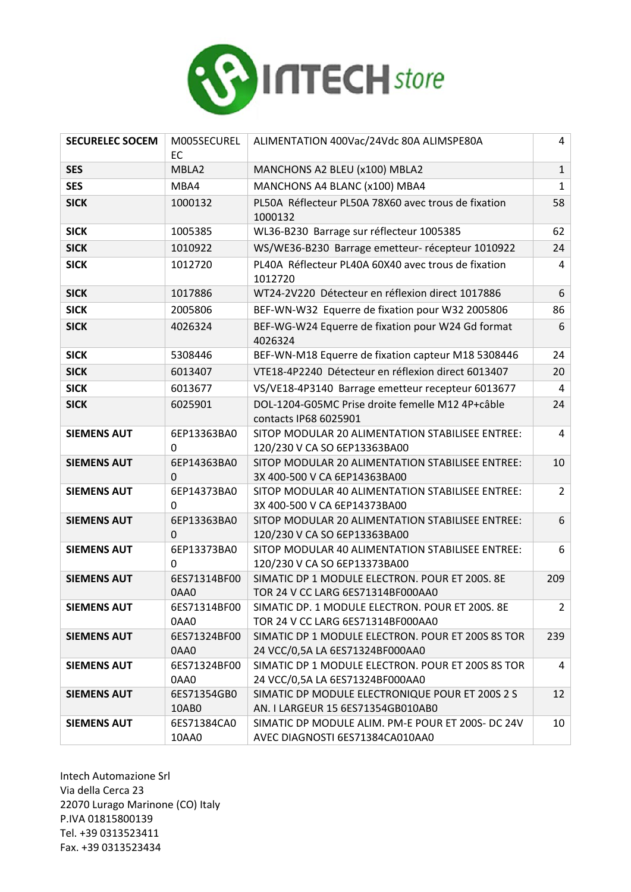| **SECURELEC SOCEM** | M005SECUREL EC | ALIMENTATION 400Vac/24Vdc 80A ALIMSPE80A | 4 |
|---|---|---|---|
| **SES** | MBLA2 | MANCHONS A2 BLEU (x100) MBLA2 | 1 |
| **SES** | MBA4 | MANCHONS A4 BLANC (x100) MBA4 | 1 |
| **SICK** | 1000132 | PL50A Réflecteur PL50A 78X60 avec trous de fixation 1000132 | 58 |
| **SICK** | 1005385 | WL36-B230 Barrage sur réflecteur 1005385 | 62 |
| **SICK** | 1010922 | WS/WE36-B230 Barrage emetteur- récepteur 1010922 | 24 |
| **SICK** | 1012720 | PL40A Réflecteur PL40A 60X40 avec trous de fixation 1012720 | 4 |
| **SICK** | 1017886 | WT24-2V220 Détecteur en réflexion direct 1017886 | 6 |
| **SICK** | 2005806 | BEF-WN-W32 Equerre de fixation pour W32 2005806 | 86 |
| **SICK** | 4026324 | BEF-WG-W24 Equerre de fixation pour W24 Gd format 4026324 | 6 |
| **SICK** | 5308446 | BEF-WN-M18 Equerre de fixation capteur M18 5308446 | 24 |
| **SICK** | 6013407 | VTE18-4P2240 Détecteur en réflexion direct 6013407 | 20 |
| **SICK** | 6013677 | VS/VE18-4P3140 Barrage emetteur recepteur 6013677 | 4 |
| **SICK** | 6025901 | DOL-1204-G05MC Prise droite femelle M12 4P+câble contacts IP68 6025901 | 24 |
| **SIEMENS AUT** | 6EP13363BA0 0 | SITOP MODULAR 20 ALIMENTATION STABILISEE ENTREE: 120/230 V CA SO 6EP13363BA00 | 4 |
| **SIEMENS AUT** | 6EP14363BA0 0 | SITOP MODULAR 20 ALIMENTATION STABILISEE ENTREE: 3X 400-500 V CA 6EP14363BA00 | 10 |
| **SIEMENS AUT** | 6EP14373BA0 0 | SITOP MODULAR 40 ALIMENTATION STABILISEE ENTREE: 3X 400-500 V CA 6EP14373BA00 | 2 |
| **SIEMENS AUT** | 6EP13363BA0 0 | SITOP MODULAR 20 ALIMENTATION STABILISEE ENTREE: 120/230 V CA SO 6EP13363BA00 | 6 |
| **SIEMENS AUT** | 6EP13373BA0 0 | SITOP MODULAR 40 ALIMENTATION STABILISEE ENTREE: 120/230 V CA SO 6EP13373BA00 | 6 |
| **SIEMENS AUT** | 6ES71314BF00 0AA0 | SIMATIC DP 1 MODULE ELECTRON. POUR ET 200S. 8E TOR 24 V CC LARG 6ES71314BF000AA0 | 209 |
| **SIEMENS AUT** | 6ES71314BF00 0AA0 | SIMATIC DP. 1 MODULE ELECTRON. POUR ET 200S. 8E TOR 24 V CC LARG 6ES71314BF000AA0 | 2 |
| **SIEMENS AUT** | 6ES71324BF00 0AA0 | SIMATIC DP 1 MODULE ELECTRON. POUR ET 200S 8S TOR 24 VCC/0,5A LA 6ES71324BF000AA0 | 239 |
| **SIEMENS AUT** | 6ES71324BF00 0AA0 | SIMATIC DP 1 MODULE ELECTRON. POUR ET 200S 8S TOR 24 VCC/0,5A LA 6ES71324BF000AA0 | 4 |
| **SIEMENS AUT** | 6ES71354GB0 10AB0 | SIMATIC DP MODULE ELECTRONIQUE POUR ET 200S 2 S AN. I LARGEUR 15 6ES71354GB010AB0 | 12 |
| **SIEMENS AUT** | 6ES71384CA0 10AA0 | SIMATIC DP MODULE ALIM. PM-E POUR ET 200S- DC 24V AVEC DIAGNOSTI 6ES71384CA010AA0 | 10 |

Intech Automazione Srl
Via della Cerca 23
22070 Lurago Marinone (CO) Italy
P.IVA 01815800139
Tel. +39 0313523411
Fax. +39 0313523434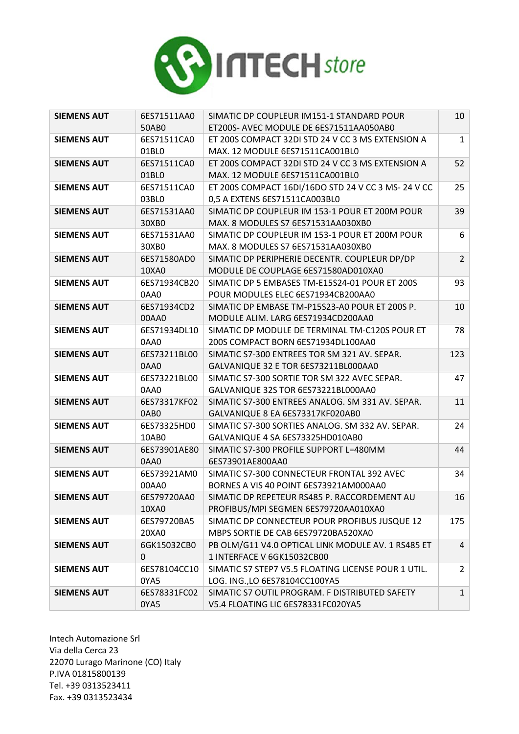| SIEMENS AUT | 6ES71511AA050AB0 | SIMATIC DP COUPLEUR IM151-1 STANDARD POUR ET200S- AVEC MODULE DE 6ES71511AA050AB0 | 10 |
|---|---|---|---|
| **SIEMENS AUT** | 6ES71511CA001BL0 | ET 200S COMPACT 32DI STD 24 V CC 3 MS EXTENSION A MAX. 12 MODULE 6ES71511CA001BL0 | 1 |
| **SIEMENS AUT** | 6ES71511CA001BL0 | ET 200S COMPACT 32DI STD 24 V CC 3 MS EXTENSION A MAX. 12 MODULE 6ES71511CA001BL0 | 52 |
| **SIEMENS AUT** | 6ES71511CA003BL0 | ET 200S COMPACT 16DI/16DO STD 24 V CC 3 MS- 24 V CC 0,5 A EXTENS 6ES71511CA003BL0 | 25 |
| **SIEMENS AUT** | 6ES71531AA030XB0 | SIMATIC DP COUPLEUR IM 153-1 POUR ET 200M POUR MAX. 8 MODULES S7 6ES71531AA030XB0 | 39 |
| **SIEMENS AUT** | 6ES71531AA030XB0 | SIMATIC DP COUPLEUR IM 153-1 POUR ET 200M POUR MAX. 8 MODULES S7 6ES71531AA030XB0 | 6 |
| **SIEMENS AUT** | 6ES71580AD010XA0 | SIMATIC DP PERIPHERIE DECENTR. COUPLEUR DP/DP MODULE DE COUPLAGE 6ES71580AD010XA0 | 2 |
| **SIEMENS AUT** | 6ES71934CB200AA0 | SIMATIC DP 5 EMBASES TM-E15S24-01 POUR ET 200S POUR MODULES ELEC 6ES71934CB200AA0 | 93 |
| **SIEMENS AUT** | 6ES71934CD200AA0 | SIMATIC DP EMBASE TM-P15S23-A0 POUR ET 200S P. MODULE ALIM. LARG 6ES71934CD200AA0 | 10 |
| **SIEMENS AUT** | 6ES71934DL100AA0 | SIMATIC DP MODULE DE TERMINAL TM-C120S POUR ET 200S COMPACT BORN 6ES71934DL100AA0 | 78 |
| **SIEMENS AUT** | 6ES73211BL000AA0 | SIMATIC S7-300 ENTREES TOR SM 321 AV. SEPAR. GALVANIQUE 32 E TOR 6ES73211BL000AA0 | 123 |
| **SIEMENS AUT** | 6ES73221BL000AA0 | SIMATIC S7-300 SORTIE TOR SM 322 AVEC SEPAR. GALVANIQUE 32S TOR 6ES73221BL000AA0 | 47 |
| **SIEMENS AUT** | 6ES73317KF020AB0 | SIMATIC S7-300 ENTREES ANALOG. SM 331 AV. SEPAR. GALVANIQUE 8 EA 6ES73317KF020AB0 | 11 |
| **SIEMENS AUT** | 6ES73325HD010AB0 | SIMATIC S7-300 SORTIES ANALOG. SM 332 AV. SEPAR. GALVANIQUE 4 SA 6ES73325HD010AB0 | 24 |
| **SIEMENS AUT** | 6ES73901AE800AA0 | SIMATIC S7-300 PROFILE SUPPORT L=480MM 6ES73901AE800AA0 | 44 |
| **SIEMENS AUT** | 6ES73921AM000AA0 | SIMATIC S7-300 CONNECTEUR FRONTAL 392 AVEC BORNES A VIS 40 POINT 6ES73921AM000AA0 | 34 |
| **SIEMENS AUT** | 6ES79720AA010XA0 | SIMATIC DP REPETEUR RS485 P. RACCORDEMENT AU PROFIBUS/MPI SEGMEN 6ES79720AA010XA0 | 16 |
| **SIEMENS AUT** | 6ES79720BA520XA0 | SIMATIC DP CONNECTEUR POUR PROFIBUS JUSQUE 12 MBPS SORTIE DE CAB 6ES79720BA520XA0 | 175 |
| **SIEMENS AUT** | 6GK15032CB00 | PB OLM/G11 V4.0 OPTICAL LINK MODULE AV. 1 RS485 ET 1 INTERFACE V 6GK15032CB00 | 4 |
| **SIEMENS AUT** | 6ES78104CC100YA5 | SIMATIC S7 STEP7 V5.5 FLOATING LICENSE POUR 1 UTIL. LOG. ING.,LO 6ES78104CC100YA5 | 2 |
| **SIEMENS AUT** | 6ES78331FC020YA5 | SIMATIC S7 OUTIL PROGRAM. F DISTRIBUTED SAFETY V5.4 FLOATING LIC 6ES78331FC020YA5 | 1 |

Intech Automazione Srl
Via della Cerca 23
22070 Lurago Marinone (CO) Italy
P.IVA 01815800139
Tel. +39 0313523411
Fax. +39 0313523434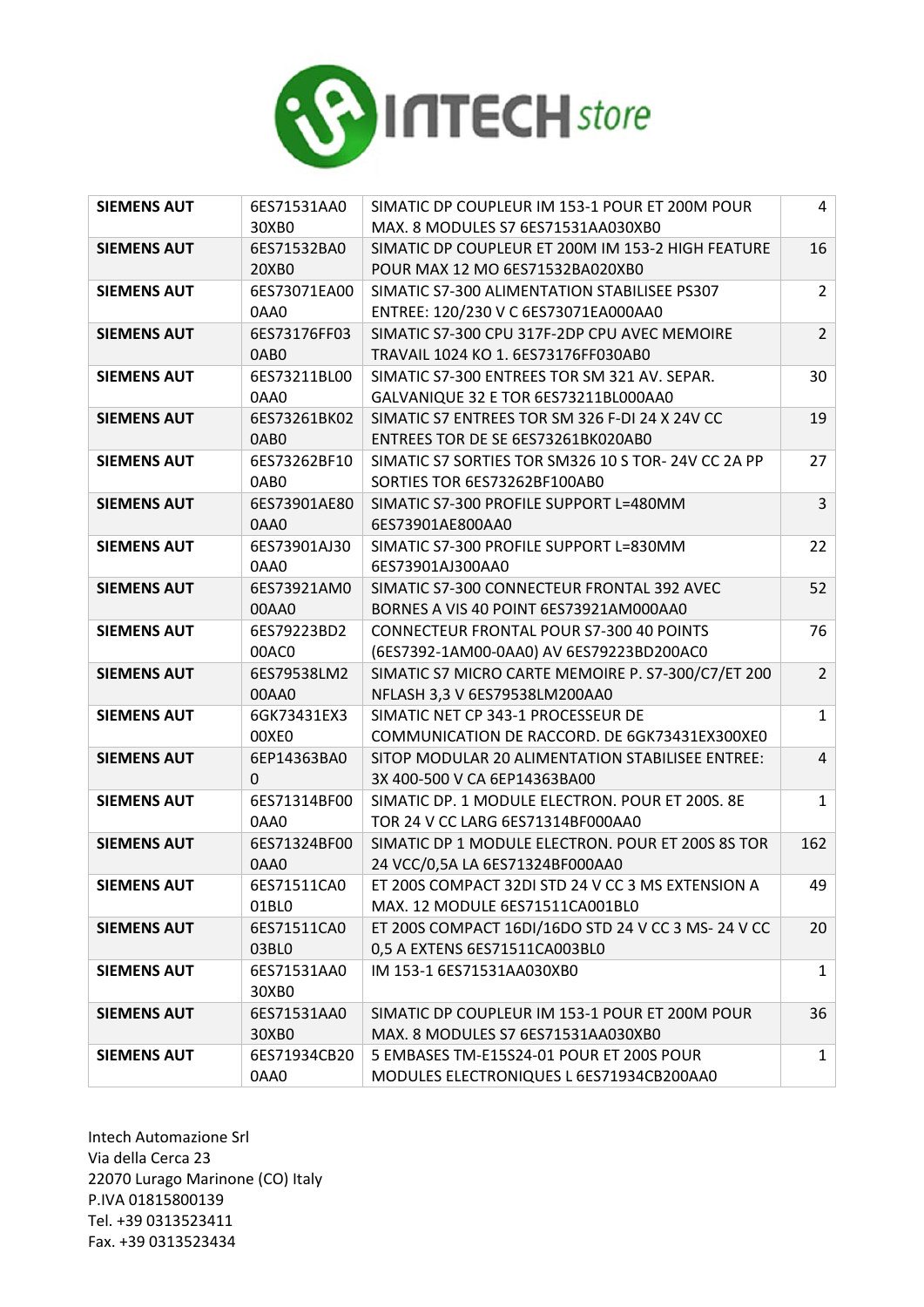| SIEMENS AUT | 6ES71531AA0 30XB0 | SIMATIC DP COUPLEUR IM 153-1 POUR ET 200M POUR MAX. 8 MODULES S7 6ES71531AA030XB0 | 4 |
|---|---|---|---|
| SIEMENS AUT | 6ES71532BA0 20XB0 | SIMATIC DP COUPLEUR ET 200M IM 153-2 HIGH FEATURE POUR MAX 12 MO 6ES71532BA020XB0 | 16 |
| SIEMENS AUT | 6ES73071EA00 0AA0 | SIMATIC S7-300 ALIMENTATION STABILISEE PS307 ENTREE: 120/230 V C 6ES73071EA000AA0 | 2 |
| SIEMENS AUT | 6ES73176FF03 0AB0 | SIMATIC S7-300 CPU 317F-2DP CPU AVEC MEMOIRE TRAVAIL 1024 KO 1. 6ES73176FF030AB0 | 2 |
| SIEMENS AUT | 6ES73211BL00 0AA0 | SIMATIC S7-300 ENTREES TOR SM 321 AV. SEPAR. GALVANIQUE 32 E TOR 6ES73211BL000AA0 | 30 |
| SIEMENS AUT | 6ES73261BK02 0AB0 | SIMATIC S7 ENTREES TOR SM 326 F-DI 24 X 24V CC ENTREES TOR DE SE 6ES73261BK020AB0 | 19 |
| SIEMENS AUT | 6ES73262BF10 0AB0 | SIMATIC S7 SORTIES TOR SM326 10 S TOR- 24V CC 2A PP SORTIES TOR 6ES73262BF100AB0 | 27 |
| SIEMENS AUT | 6ES73901AE80 0AA0 | SIMATIC S7-300 PROFILE SUPPORT L=480MM 6ES73901AE800AA0 | 3 |
| SIEMENS AUT | 6ES73901AJ30 0AA0 | SIMATIC S7-300 PROFILE SUPPORT L=830MM 6ES73901AJ300AA0 | 22 |
| SIEMENS AUT | 6ES73921AM0 00AA0 | SIMATIC S7-300 CONNECTEUR FRONTAL 392 AVEC BORNES A VIS 40 POINT 6ES73921AM000AA0 | 52 |
| SIEMENS AUT | 6ES79223BD2 00AC0 | CONNECTEUR FRONTAL POUR S7-300 40 POINTS (6ES7392-1AM00-0AA0) AV 6ES79223BD200AC0 | 76 |
| SIEMENS AUT | 6ES79538LM2 00AA0 | SIMATIC S7 MICRO CARTE MEMOIRE P. S7-300/C7/ET 200 NFLASH 3,3 V 6ES79538LM200AA0 | 2 |
| SIEMENS AUT | 6GK73431EX3 00XE0 | SIMATIC NET CP 343-1 PROCESSEUR DE COMMUNICATION DE RACCORD. DE 6GK73431EX300XE0 | 1 |
| SIEMENS AUT | 6EP14363BA0 0 | SITOP MODULAR 20 ALIMENTATION STABILISEE ENTREE: 3X 400-500 V CA 6EP14363BA00 | 4 |
| SIEMENS AUT | 6ES71314BF00 0AA0 | SIMATIC DP. 1 MODULE ELECTRON. POUR ET 200S. 8E TOR 24 V CC LARG 6ES71314BF000AA0 | 1 |
| SIEMENS AUT | 6ES71324BF00 0AA0 | SIMATIC DP 1 MODULE ELECTRON. POUR ET 200S 8S TOR 24 VCC/0,5A LA 6ES71324BF000AA0 | 162 |
| SIEMENS AUT | 6ES71511CA0 01BL0 | ET 200S COMPACT 32DI STD 24 V CC 3 MS EXTENSION A MAX. 12 MODULE 6ES71511CA001BL0 | 49 |
| SIEMENS AUT | 6ES71511CA0 03BL0 | ET 200S COMPACT 16DI/16DO STD 24 V CC 3 MS- 24 V CC 0,5 A EXTENS 6ES71511CA003BL0 | 20 |
| SIEMENS AUT | 6ES71531AA0 30XB0 | IM 153-1 6ES71531AA030XB0 | 1 |
| SIEMENS AUT | 6ES71531AA0 30XB0 | SIMATIC DP COUPLEUR IM 153-1 POUR ET 200M POUR MAX. 8 MODULES S7 6ES71531AA030XB0 | 36 |
| SIEMENS AUT | 6ES71934CB20 0AA0 | 5 EMBASES TM-E15S24-01 POUR ET 200S POUR MODULES ELECTRONIQUES L 6ES71934CB200AA0 | 1 |

Intech Automazione Srl
Via della Cerca 23
22070 Lurago Marinone (CO) Italy
P.IVA 01815800139
Tel. +39 0313523411
Fax. +39 0313523434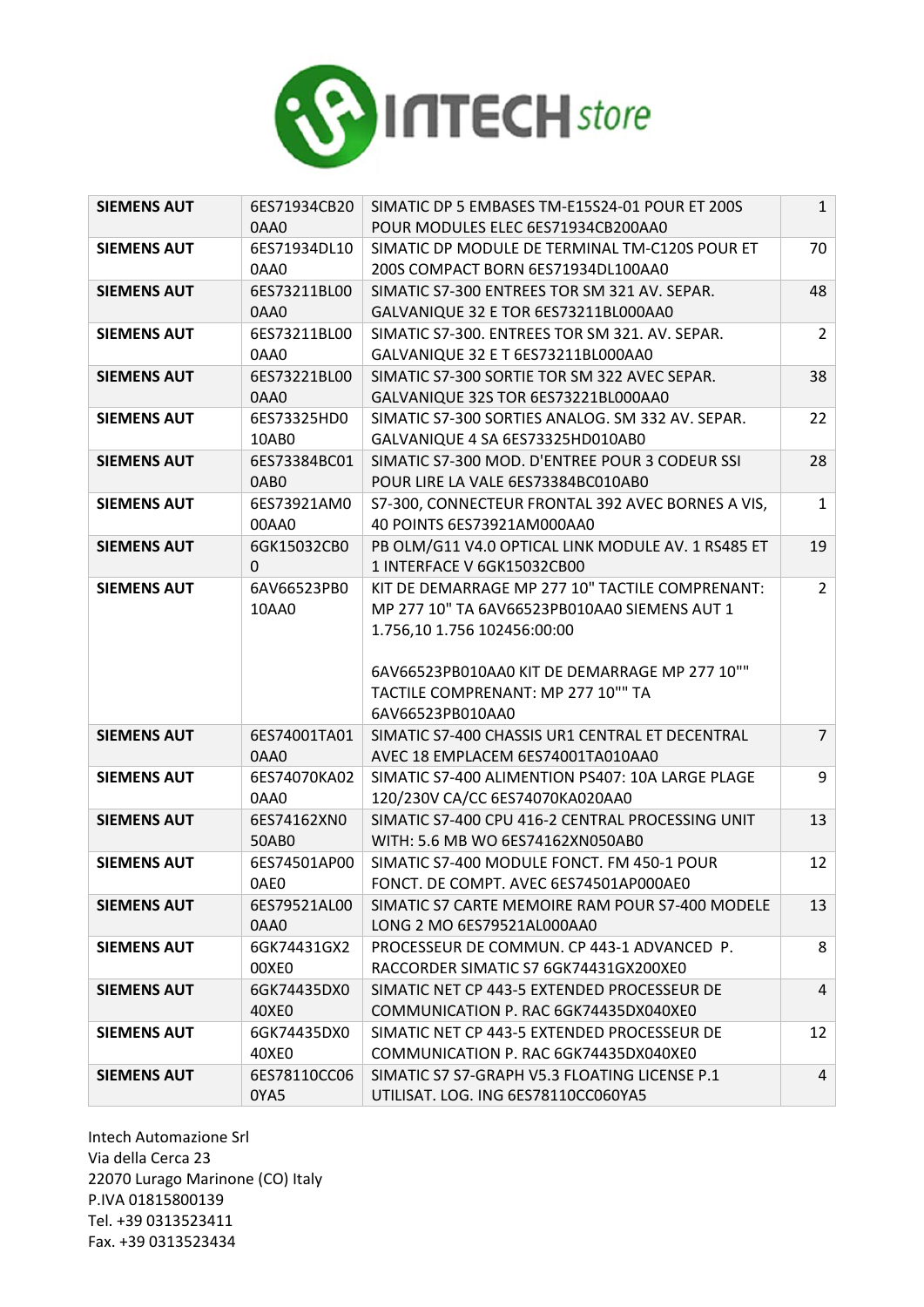| | | | |
|---|---|---|---|
| **SIEMENS AUT** | 6ES71934CB200AA0 | SIMATIC DP 5 EMBASES TM-E15S24-01 POUR ET 200S POUR MODULES ELEC 6ES71934CB200AA0 | 1 |
| **SIEMENS AUT** | 6ES71934DL100AA0 | SIMATIC DP MODULE DE TERMINAL TM-C120S POUR ET 200S COMPACT BORN 6ES71934DL100AA0 | 70 |
| **SIEMENS AUT** | 6ES73211BL000AA0 | SIMATIC S7-300 ENTREES TOR SM 321 AV. SEPAR. GALVANIQUE 32 E TOR 6ES73211BL000AA0 | 48 |
| **SIEMENS AUT** | 6ES73211BL000AA0 | SIMATIC S7-300. ENTREES TOR SM 321. AV. SEPAR. GALVANIQUE 32 E T 6ES73211BL000AA0 | 2 |
| **SIEMENS AUT** | 6ES73221BL000AA0 | SIMATIC S7-300 SORTIE TOR SM 322 AVEC SEPAR. GALVANIQUE 32S TOR 6ES73221BL000AA0 | 38 |
| **SIEMENS AUT** | 6ES73325HD010AB0 | SIMATIC S7-300 SORTIES ANALOG. SM 332 AV. SEPAR. GALVANIQUE 4 SA 6ES73325HD010AB0 | 22 |
| **SIEMENS AUT** | 6ES73384BC010AB0 | SIMATIC S7-300 MOD. D'ENTREE POUR 3 CODEUR SSI POUR LIRE LA VALE 6ES73384BC010AB0 | 28 |
| **SIEMENS AUT** | 6ES73921AM000AA0 | S7-300, CONNECTEUR FRONTAL 392 AVEC BORNES A VIS, 40 POINTS 6ES73921AM000AA0 | 1 |
| **SIEMENS AUT** | 6GK15032CB00 | PB OLM/G11 V4.0 OPTICAL LINK MODULE AV. 1 RS485 ET 1 INTERFACE V 6GK15032CB00 | 19 |
| **SIEMENS AUT** | 6AV66523PB010AA0 | KIT DE DEMARRAGE MP 277 10" TACTILE COMPRENANT: MP 277 10" TA 6AV66523PB010AA0 SIEMENS AUT 1 1.756,10 1.756 102456:00:00<br><br>6AV66523PB010AA0 KIT DE DEMARRAGE MP 277 10"" TACTILE COMPRENANT: MP 277 10"" TA 6AV66523PB010AA0 | 2 |
| **SIEMENS AUT** | 6ES74001TA010AA0 | SIMATIC S7-400 CHASSIS UR1 CENTRAL ET DECENTRAL AVEC 18 EMPLACEM 6ES74001TA010AA0 | 7 |
| **SIEMENS AUT** | 6ES74070KA020AA0 | SIMATIC S7-400 ALIMENTION PS407: 10A LARGE PLAGE 120/230V CA/CC 6ES74070KA020AA0 | 9 |
| **SIEMENS AUT** | 6ES74162XN050AB0 | SIMATIC S7-400 CPU 416-2 CENTRAL PROCESSING UNIT WITH: 5.6 MB WO 6ES74162XN050AB0 | 13 |
| **SIEMENS AUT** | 6ES74501AP000AE0 | SIMATIC S7-400 MODULE FONCT. FM 450-1 POUR FONCT. DE COMPT. AVEC 6ES74501AP000AE0 | 12 |
| **SIEMENS AUT** | 6ES79521AL000AA0 | SIMATIC S7 CARTE MEMOIRE RAM POUR S7-400 MODELE LONG 2 MO 6ES79521AL000AA0 | 13 |
| **SIEMENS AUT** | 6GK74431GX200XE0 | PROCESSEUR DE COMMUN. CP 443-1 ADVANCED P. RACCORDER SIMATIC S7 6GK74431GX200XE0 | 8 |
| **SIEMENS AUT** | 6GK74435DX040XE0 | SIMATIC NET CP 443-5 EXTENDED PROCESSEUR DE COMMUNICATION P. RAC 6GK74435DX040XE0 | 4 |
| **SIEMENS AUT** | 6GK74435DX040XE0 | SIMATIC NET CP 443-5 EXTENDED PROCESSEUR DE COMMUNICATION P. RAC 6GK74435DX040XE0 | 12 |
| **SIEMENS AUT** | 6ES78110CC060YA5 | SIMATIC S7 S7-GRAPH V5.3 FLOATING LICENSE P.1 UTILISAT. LOG. ING 6ES78110CC060YA5 | 4 |

Intech Automazione Srl
Via della Cerca 23
22070 Lurago Marinone (CO) Italy
P.IVA 01815800139
Tel. +39 0313523411
Fax. +39 0313523434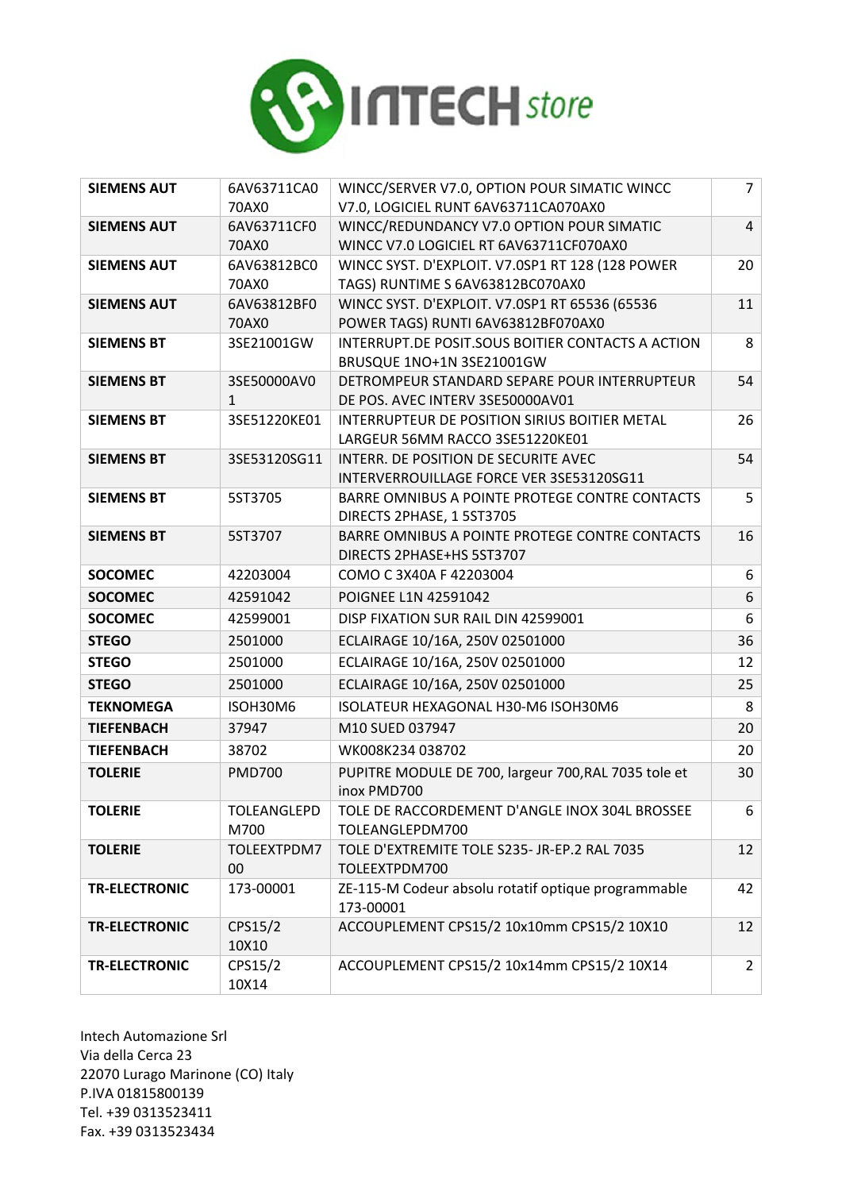| SIEMENS AUT | 6AV63711CA0 70AX0 | WINCC/SERVER V7.0, OPTION POUR SIMATIC WINCC V7.0, LOGICIEL RUNT 6AV63711CA070AX0 | 7 |
|---|---|---|---|
| **SIEMENS AUT** | 6AV63711CF0 70AX0 | WINCC/REDUNDANCY V7.0 OPTION POUR SIMATIC WINCC V7.0 LOGICIEL RT 6AV63711CF070AX0 | 4 |
| **SIEMENS AUT** | 6AV63812BC0 70AX0 | WINCC SYST. D'EXPLOIT. V7.0SP1 RT 128 (128 POWER TAGS) RUNTIME S 6AV63812BC070AX0 | 20 |
| **SIEMENS AUT** | 6AV63812BF0 70AX0 | WINCC SYST. D'EXPLOIT. V7.0SP1 RT 65536 (65536 POWER TAGS) RUNTI 6AV63812BF070AX0 | 11 |
| **SIEMENS BT** | 3SE21001GW | INTERRUPT.DE POSIT.SOUS BOITIER CONTACTS A ACTION BRUSQUE 1NO+1N 3SE21001GW | 8 |
| **SIEMENS BT** | 3SE50000AV0 1 | DETROMPEUR STANDARD SEPARE POUR INTERRUPTEUR DE POS. AVEC INTERV 3SE50000AV01 | 54 |
| **SIEMENS BT** | 3SE51220KE01 | INTERRUPTEUR DE POSITION SIRIUS BOITIER METAL LARGEUR 56MM RACCO 3SE51220KE01 | 26 |
| **SIEMENS BT** | 3SE53120SG11 | INTERR. DE POSITION DE SECURITE AVEC INTERVERROUILLAGE FORCE VER 3SE53120SG11 | 54 |
| **SIEMENS BT** | 5ST3705 | BARRE OMNIBUS A POINTE PROTEGE CONTRE CONTACTS DIRECTS 2PHASE, 1 5ST3705 | 5 |
| **SIEMENS BT** | 5ST3707 | BARRE OMNIBUS A POINTE PROTEGE CONTRE CONTACTS DIRECTS 2PHASE+HS 5ST3707 | 16 |
| **SOCOMEC** | 42203004 | COMO C 3X40A F 42203004 | 6 |
| **SOCOMEC** | 42591042 | POIGNEE L1N 42591042 | 6 |
| **SOCOMEC** | 42599001 | DISP FIXATION SUR RAIL DIN 42599001 | 6 |
| **STEGO** | 2501000 | ECLAIRAGE 10/16A, 250V 02501000 | 36 |
| **STEGO** | 2501000 | ECLAIRAGE 10/16A, 250V 02501000 | 12 |
| **STEGO** | 2501000 | ECLAIRAGE 10/16A, 250V 02501000 | 25 |
| **TEKNOMEGA** | ISOH30M6 | ISOLATEUR HEXAGONAL H30-M6 ISOH30M6 | 8 |
| **TIEFENBACH** | 37947 | M10 SUED 037947 | 20 |
| **TIEFENBACH** | 38702 | WK008K234 038702 | 20 |
| **TOLERIE** | PMD700 | PUPITRE MODULE DE 700, largeur 700,RAL 7035 tole et inox PMD700 | 30 |
| **TOLERIE** | TOLEANGLEPD M700 | TOLE DE RACCORDEMENT D'ANGLE INOX 304L BROSSEE TOLEANGLEPDM700 | 6 |
| **TOLERIE** | TOLEEXTPDM7 00 | TOLE D'EXTREMITE TOLE S235- JR-EP.2 RAL 7035 TOLEEXTPDM700 | 12 |
| **TR-ELECTRONIC** | 173-00001 | ZE-115-M Codeur absolu rotatif optique programmable 173-00001 | 42 |
| **TR-ELECTRONIC** | CPS15/2 10X10 | ACCOUPLEMENT CPS15/2 10x10mm CPS15/2 10X10 | 12 |
| **TR-ELECTRONIC** | CPS15/2 10X14 | ACCOUPLEMENT CPS15/2 10x14mm CPS15/2 10X14 | 2 |

Intech Automazione Srl
Via della Cerca 23
22070 Lurago Marinone (CO) Italy
P.IVA 01815800139
Tel. +39 0313523411
Fax. +39 0313523434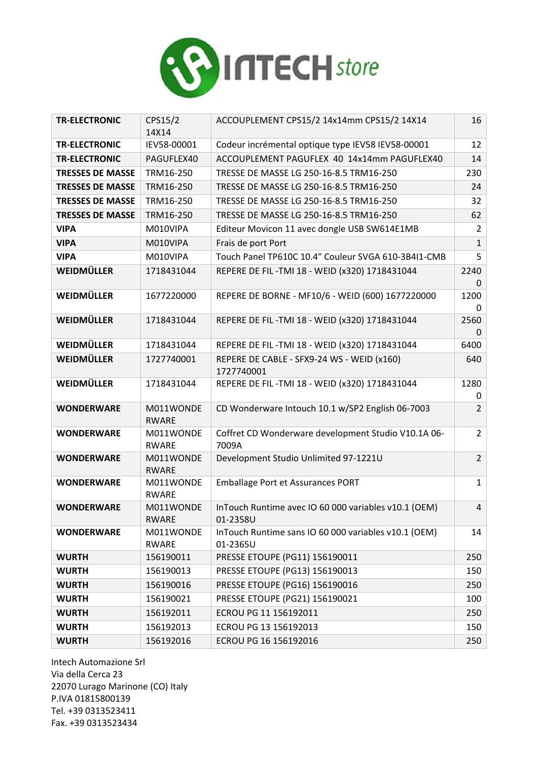INTECH store

| | | | |
|---|---|---|---|
| **TR-ELECTRONIC** | CPS15/2 14X14 | ACCOUPLEMENT CPS15/2 14x14mm CPS15/2 14X14 | 16 |
| **TR-ELECTRONIC** | IEV58-00001 | Codeur incrémental optique type IEV58 IEV58-00001 | 12 |
| **TR-ELECTRONIC** | PAGUFLEX40 | ACCOUPLEMENT PAGUFLEX 40 14x14mm PAGUFLEX40 | 14 |
| **TRESSES DE MASSE** | TRM16-250 | TRESSE DE MASSE LG 250-16-8.5 TRM16-250 | 230 |
| **TRESSES DE MASSE** | TRM16-250 | TRESSE DE MASSE LG 250-16-8.5 TRM16-250 | 24 |
| **TRESSES DE MASSE** | TRM16-250 | TRESSE DE MASSE LG 250-16-8.5 TRM16-250 | 32 |
| **TRESSES DE MASSE** | TRM16-250 | TRESSE DE MASSE LG 250-16-8.5 TRM16-250 | 62 |
| **VIPA** | M010VIPA | Editeur Movicon 11 avec dongle USB SW614E1MB | 2 |
| **VIPA** | M010VIPA | Frais de port Port | 1 |
| **VIPA** | M010VIPA | Touch Panel TP610C 10.4" Couleur SVGA 610-3B4I1-CMB | 5 |
| **WEIDMÜLLER** | 1718431044 | REPERE DE FIL -TMI 18 - WEID (x320) 1718431044 | 22400 |
| **WEIDMÜLLER** | 1677220000 | REPERE DE BORNE - MF10/6 - WEID (600) 1677220000 | 12000 |
| **WEIDMÜLLER** | 1718431044 | REPERE DE FIL -TMI 18 - WEID (x320) 1718431044 | 25600 |
| **WEIDMÜLLER** | 1718431044 | REPERE DE FIL -TMI 18 - WEID (x320) 1718431044 | 6400 |
| **WEIDMÜLLER** | 1727740001 | REPERE DE CABLE - SFX9-24 WS - WEID (x160) 1727740001 | 640 |
| **WEIDMÜLLER** | 1718431044 | REPERE DE FIL -TMI 18 - WEID (x320) 1718431044 | 12800 |
| **WONDERWARE** | M011WONDERWARE | CD Wonderware Intouch 10.1 w/SP2 English 06-7003 | 2 |
| **WONDERWARE** | M011WONDERWARE | Coffret CD Wonderware development Studio V10.1A 06-7009A | 2 |
| **WONDERWARE** | M011WONDERWARE | Development Studio Unlimited 97-1221U | 2 |
| **WONDERWARE** | M011WONDERWARE | Emballage Port et Assurances PORT | 1 |
| **WONDERWARE** | M011WONDERWARE | InTouch Runtime avec IO 60 000 variables v10.1 (OEM) 01-2358U | 4 |
| **WONDERWARE** | M011WONDERWARE | InTouch Runtime sans IO 60 000 variables v10.1 (OEM) 01-2365U | 14 |
| **WURTH** | 156190011 | PRESSE ETOUPE (PG11) 156190011 | 250 |
| **WURTH** | 156190013 | PRESSE ETOUPE (PG13) 156190013 | 150 |
| **WURTH** | 156190016 | PRESSE ETOUPE (PG16) 156190016 | 250 |
| **WURTH** | 156190021 | PRESSE ETOUPE (PG21) 156190021 | 100 |
| **WURTH** | 156192011 | ECROU PG 11 156192011 | 250 |
| **WURTH** | 156192013 | ECROU PG 13 156192013 | 150 |
| **WURTH** | 156192016 | ECROU PG 16 156192016 | 250 |

Intech Automazione Srl
Via della Cerca 23
22070 Lurago Marinone (CO) Italy
P.IVA 01815800139
Tel. +39 0313523411
Fax. +39 0313523434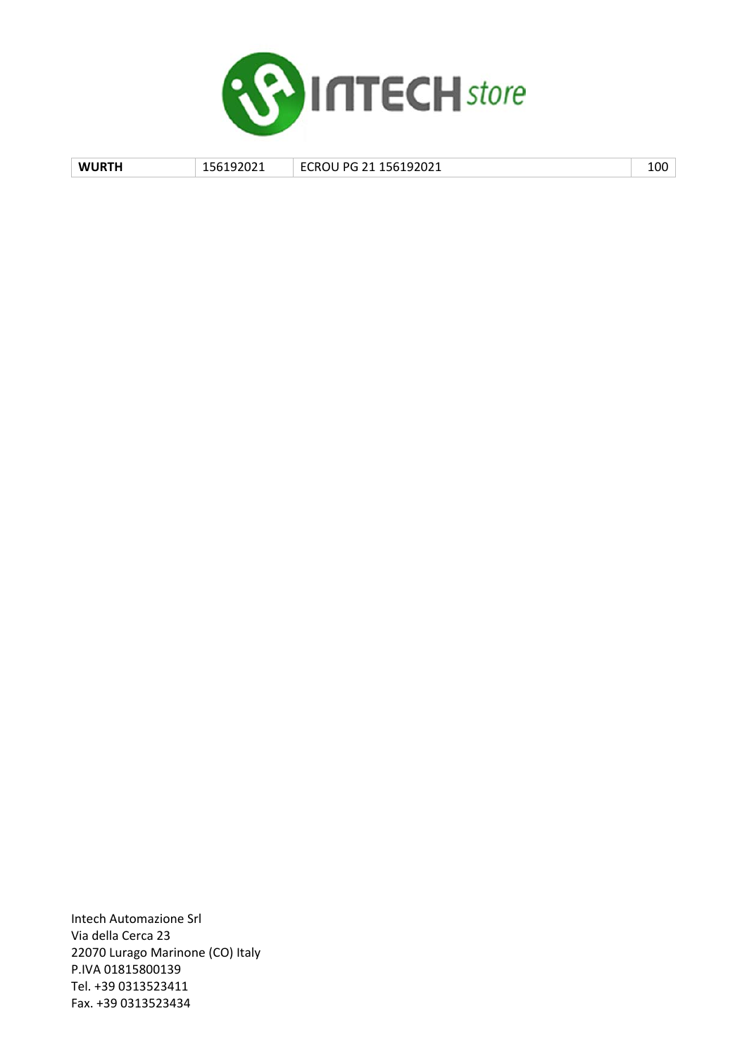| | | | |
|---|---|---|---|
| **WURTH** | 156192021 | ECROU PG 21 156192021 | 100 |

Intech Automazione Srl
Via della Cerca 23
22070 Lurago Marinone (CO) Italy
P.IVA 01815800139
Tel. +39 0313523411
Fax. +39 0313523434